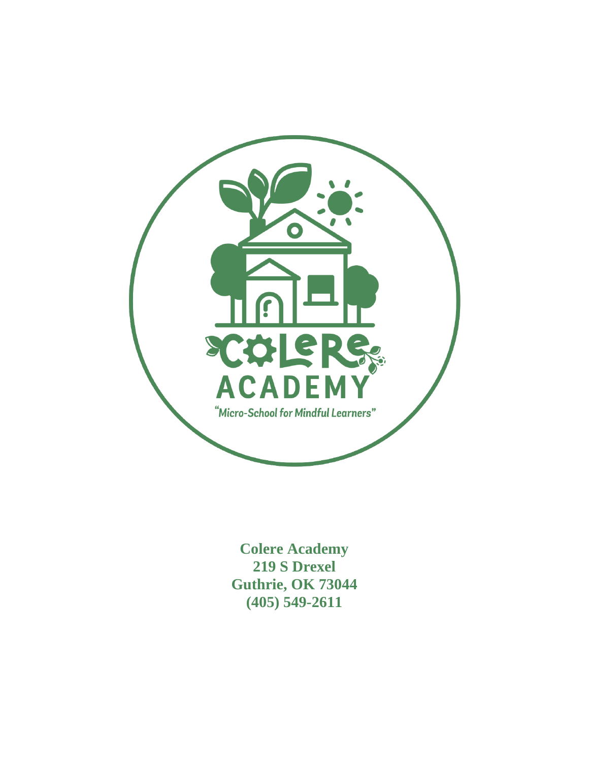**Colere Academy**
**219 S Drexel**
**Guthrie, OK 73044**
**(405) 549-2611**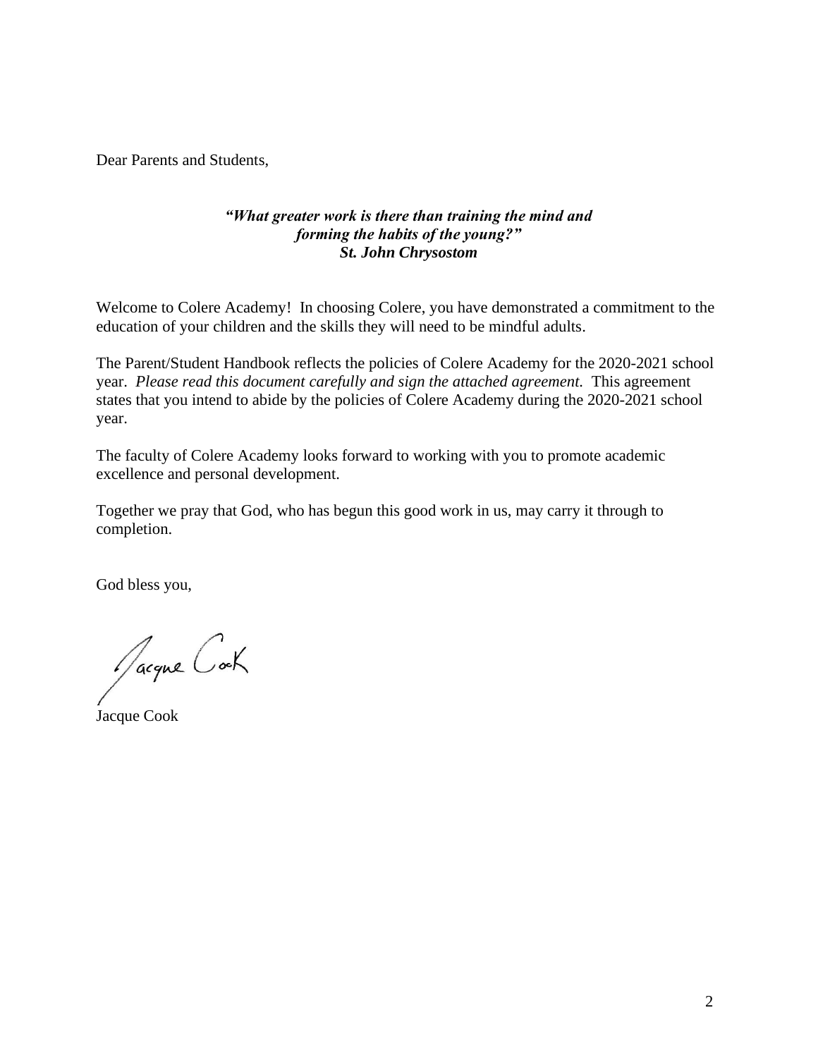Dear Parents and Students,

***"What greater work is there than training the mind and forming the habits of the young?"***
***St. John Chrysostom***

Welcome to Colere Academy! In choosing Colere, you have demonstrated a commitment to the education of your children and the skills they will need to be mindful adults.

The Parent/Student Handbook reflects the policies of Colere Academy for the 2020-2021 school year. *Please read this document carefully and sign the attached agreement.* This agreement states that you intend to abide by the policies of Colere Academy during the 2020-2021 school year.

The faculty of Colere Academy looks forward to working with you to promote academic excellence and personal development.

Together we pray that God, who has begun this good work in us, may carry it through to completion.

God bless you,

Jacque Cook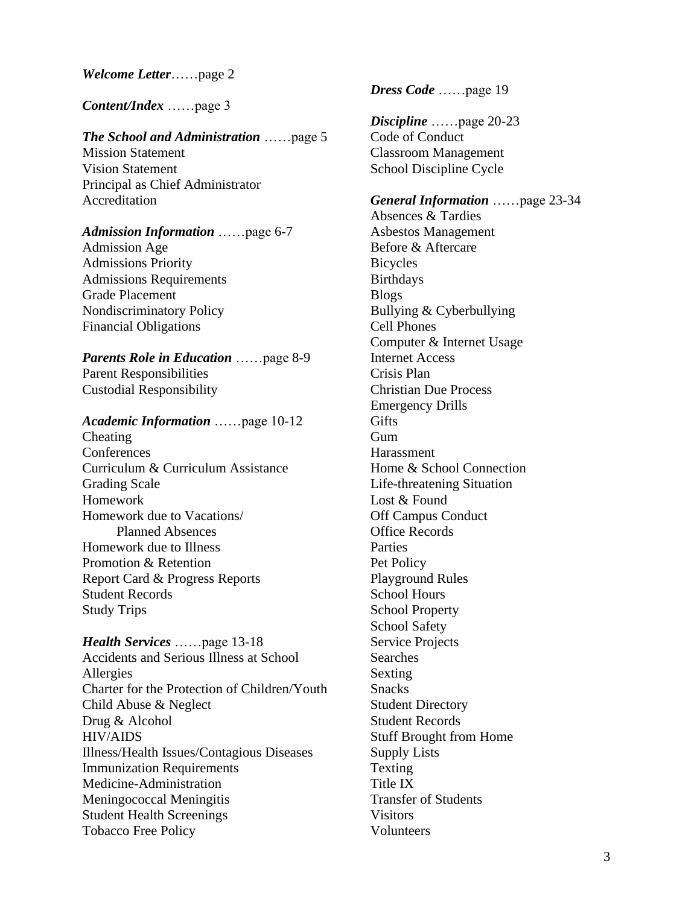***Welcome Letter***……page 2

***Content/Index*** ……page 3

***The School and Administration*** ……page 5

Mission Statement
Vision Statement
Principal as Chief Administrator
Accreditation

***Admission Information*** ……page 6-7

Admission Age
Admissions Priority
Admissions Requirements
Grade Placement
Nondiscriminatory Policy
Financial Obligations

***Parents Role in Education*** ……page 8-9

Parent Responsibilities
Custodial Responsibility

***Academic Information*** ……page 10-12

Cheating
Conferences
Curriculum & Curriculum Assistance
Grading Scale
Homework
Homework due to Vacations/
    Planned Absences
Homework due to Illness
Promotion & Retention
Report Card & Progress Reports
Student Records
Study Trips

***Health Services*** ……page 13-18

Accidents and Serious Illness at School
Allergies
Charter for the Protection of Children/Youth
Child Abuse & Neglect
Drug & Alcohol
HIV/AIDS
Illness/Health Issues/Contagious Diseases
Immunization Requirements
Medicine-Administration
Meningococcal Meningitis
Student Health Screenings
Tobacco Free Policy

***Dress Code*** ……page 19

***Discipline*** ……page 20-23

Code of Conduct
Classroom Management
School Discipline Cycle

***General Information*** ……page 23-34

Absences & Tardies
Asbestos Management
Before & Aftercare
Bicycles
Birthdays
Blogs
Bullying & Cyberbullying
Cell Phones
Computer & Internet Usage
Internet Access
Crisis Plan
Christian Due Process
Emergency Drills
Gifts
Gum
Harassment
Home & School Connection
Life-threatening Situation
Lost & Found
Off Campus Conduct
Office Records
Parties
Pet Policy
Playground Rules
School Hours
School Property
School Safety
Service Projects
Searches
Sexting
Snacks
Student Directory
Student Records
Stuff Brought from Home
Supply Lists
Texting
Title IX
Transfer of Students
Visitors
Volunteers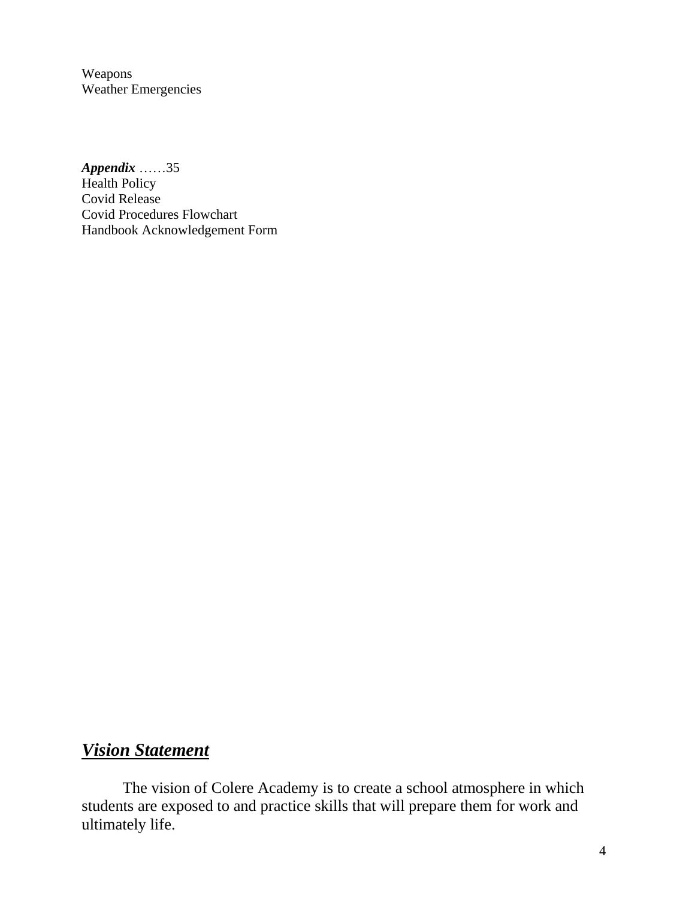Weapons
Weather Emergencies

***Appendix*** ……35
Health Policy
Covid Release
Covid Procedures Flowchart
Handbook Acknowledgement Form

## ***Vision Statement***

The vision of Colere Academy is to create a school atmosphere in which students are exposed to and practice skills that will prepare them for work and ultimately life.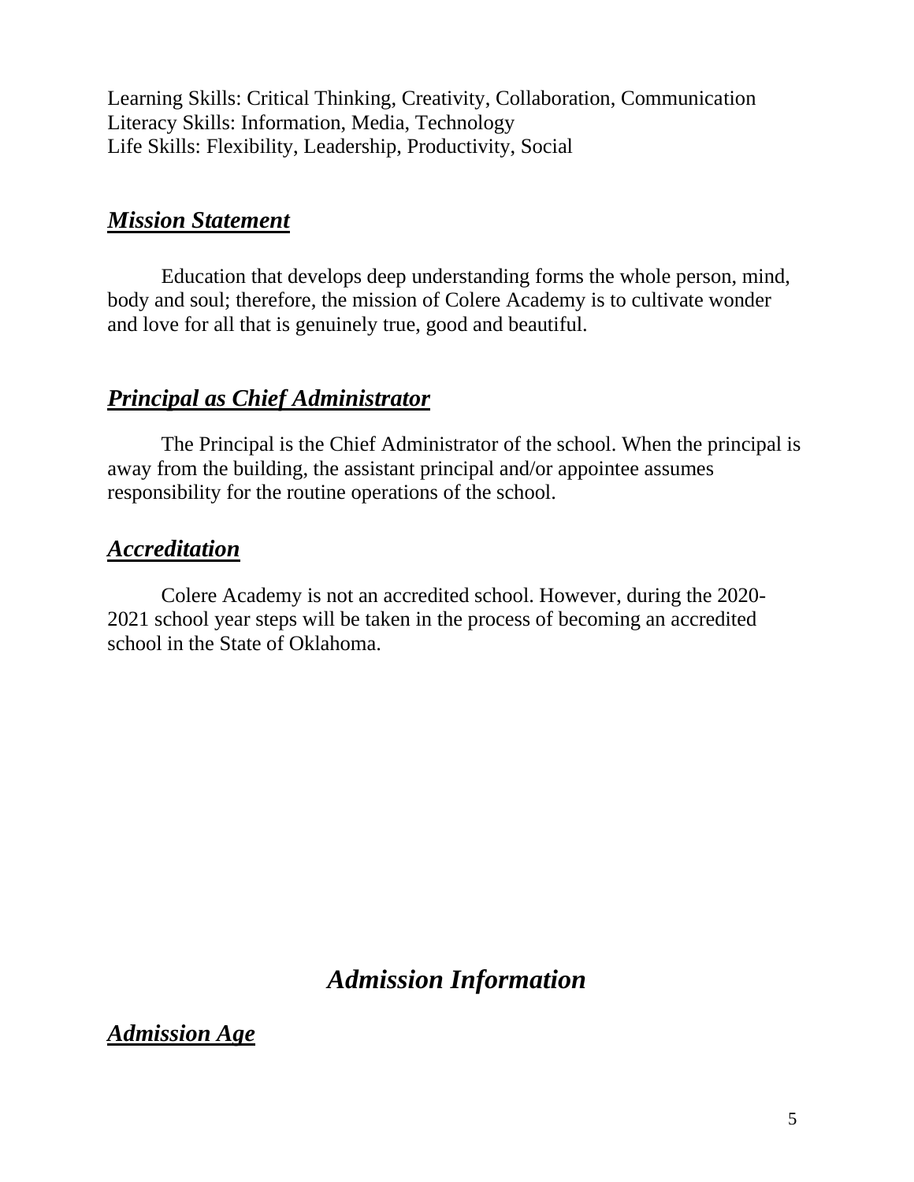Learning Skills: Critical Thinking, Creativity, Collaboration, Communication
Literacy Skills: Information, Media, Technology
Life Skills: Flexibility, Leadership, Productivity, Social

## ***Mission Statement***

Education that develops deep understanding forms the whole person, mind, body and soul; therefore, the mission of Colere Academy is to cultivate wonder and love for all that is genuinely true, good and beautiful.

## ***Principal as Chief Administrator***

The Principal is the Chief Administrator of the school. When the principal is away from the building, the assistant principal and/or appointee assumes responsibility for the routine operations of the school.

## ***Accreditation***

Colere Academy is not an accredited school. However, during the 2020-2021 school year steps will be taken in the process of becoming an accredited school in the State of Oklahoma.

# *Admission Information*

## ***Admission Age***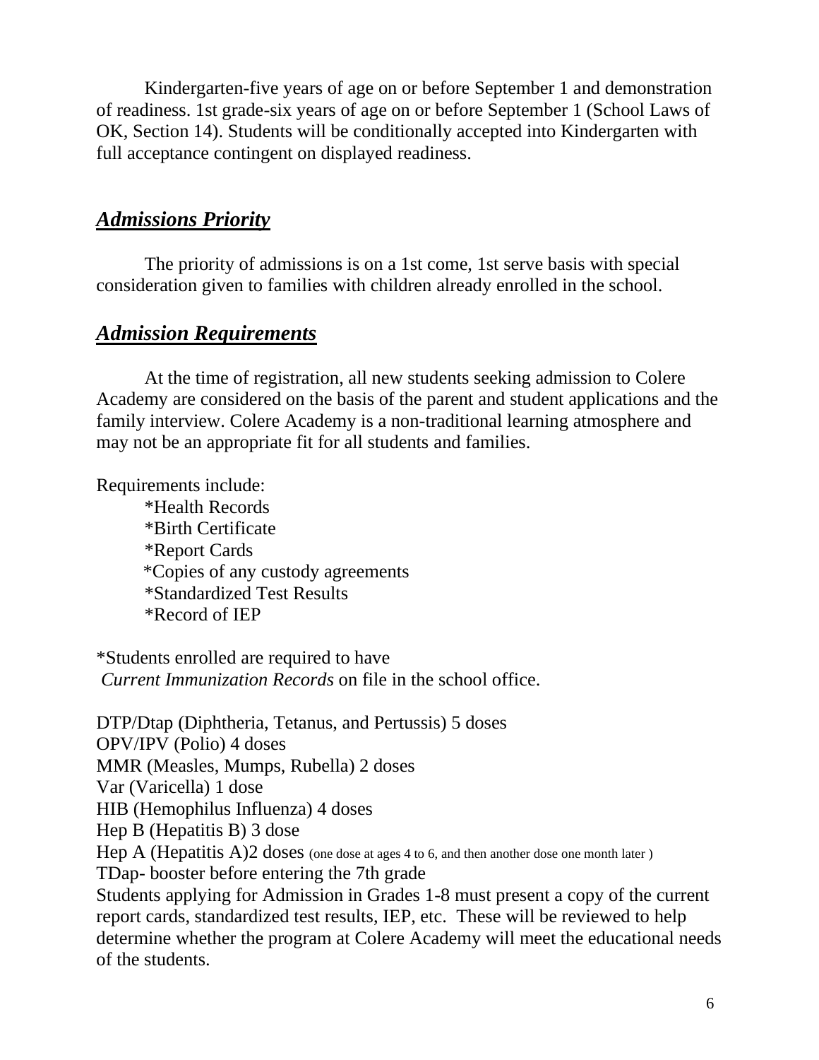Kindergarten-five years of age on or before September 1 and demonstration of readiness. 1st grade-six years of age on or before September 1 (School Laws of OK, Section 14). Students will be conditionally accepted into Kindergarten with full acceptance contingent on displayed readiness.

## ***Admissions Priority***

The priority of admissions is on a 1st come, 1st serve basis with special consideration given to families with children already enrolled in the school.

## ***Admission Requirements***

At the time of registration, all new students seeking admission to Colere Academy are considered on the basis of the parent and student applications and the family interview. Colere Academy is a non-traditional learning atmosphere and may not be an appropriate fit for all students and families.

Requirements include:

*Health Records  
*Birth Certificate  
*Report Cards  
*Copies of any custody agreements  
*Standardized Test Results  
*Record of IEP

*Students enrolled are required to have  
*Current Immunization Records* on file in the school office.

DTP/Dtap (Diphtheria, Tetanus, and Pertussis) 5 doses  
OPV/IPV (Polio) 4 doses  
MMR (Measles, Mumps, Rubella) 2 doses  
Var (Varicella) 1 dose  
HIB (Hemophilus Influenza) 4 doses  
Hep B (Hepatitis B) 3 dose  
Hep A (Hepatitis A)2 doses (one dose at ages 4 to 6, and then another dose one month later )  
TDap- booster before entering the 7th grade  
Students applying for Admission in Grades 1-8 must present a copy of the current report cards, standardized test results, IEP, etc. These will be reviewed to help determine whether the program at Colere Academy will meet the educational needs of the students.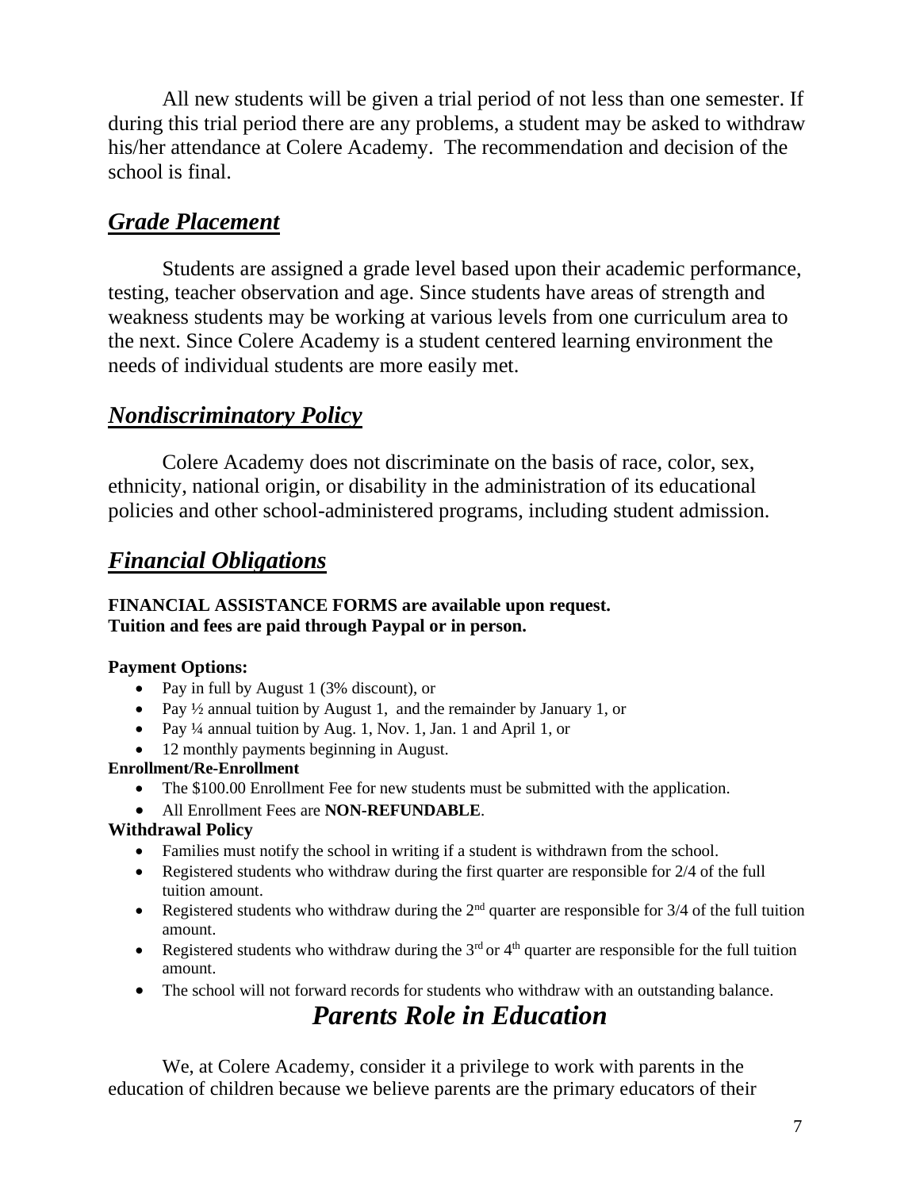All new students will be given a trial period of not less than one semester. If during this trial period there are any problems, a student may be asked to withdraw his/her attendance at Colere Academy. The recommendation and decision of the school is final.

## ***Grade Placement***

Students are assigned a grade level based upon their academic performance, testing, teacher observation and age. Since students have areas of strength and weakness students may be working at various levels from one curriculum area to the next. Since Colere Academy is a student centered learning environment the needs of individual students are more easily met.

## ***Nondiscriminatory Policy***

Colere Academy does not discriminate on the basis of race, color, sex, ethnicity, national origin, or disability in the administration of its educational policies and other school-administered programs, including student admission.

## ***Financial Obligations***

**FINANCIAL ASSISTANCE FORMS are available upon request.**
**Tuition and fees are paid through Paypal or in person.**

**Payment Options:**

- Pay in full by August 1 (3% discount), or
- Pay ½ annual tuition by August 1, and the remainder by January 1, or
- Pay ¼ annual tuition by Aug. 1, Nov. 1, Jan. 1 and April 1, or
- 12 monthly payments beginning in August.

**Enrollment/Re-Enrollment**

- The $100.00 Enrollment Fee for new students must be submitted with the application.
- All Enrollment Fees are **NON-REFUNDABLE**.

**Withdrawal Policy**

- Families must notify the school in writing if a student is withdrawn from the school.
- Registered students who withdraw during the first quarter are responsible for 2/4 of the full tuition amount.
- Registered students who withdraw during the 2nd quarter are responsible for 3/4 of the full tuition amount.
- Registered students who withdraw during the 3rd or 4th quarter are responsible for the full tuition amount.
- The school will not forward records for students who withdraw with an outstanding balance.

# ***Parents Role in Education***

We, at Colere Academy, consider it a privilege to work with parents in the education of children because we believe parents are the primary educators of their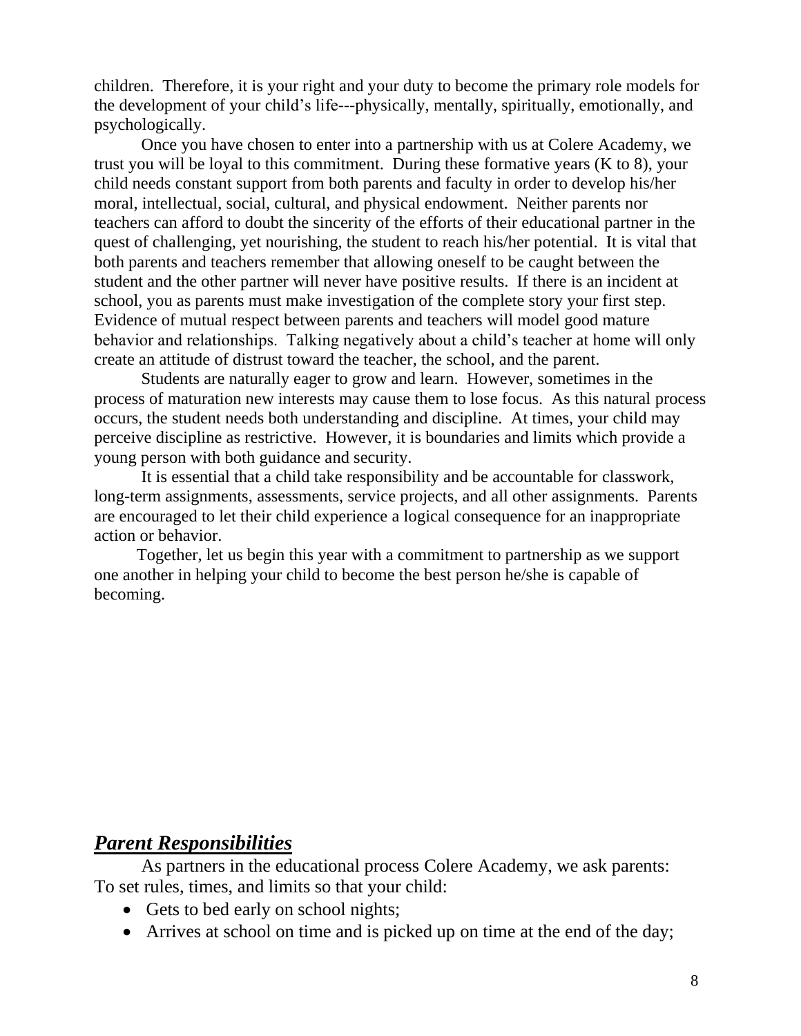children. Therefore, it is your right and your duty to become the primary role models for the development of your child's life---physically, mentally, spiritually, emotionally, and psychologically.

Once you have chosen to enter into a partnership with us at Colere Academy, we trust you will be loyal to this commitment. During these formative years (K to 8), your child needs constant support from both parents and faculty in order to develop his/her moral, intellectual, social, cultural, and physical endowment. Neither parents nor teachers can afford to doubt the sincerity of the efforts of their educational partner in the quest of challenging, yet nourishing, the student to reach his/her potential. It is vital that both parents and teachers remember that allowing oneself to be caught between the student and the other partner will never have positive results. If there is an incident at school, you as parents must make investigation of the complete story your first step. Evidence of mutual respect between parents and teachers will model good mature behavior and relationships. Talking negatively about a child's teacher at home will only create an attitude of distrust toward the teacher, the school, and the parent.

Students are naturally eager to grow and learn. However, sometimes in the process of maturation new interests may cause them to lose focus. As this natural process occurs, the student needs both understanding and discipline. At times, your child may perceive discipline as restrictive. However, it is boundaries and limits which provide a young person with both guidance and security.

It is essential that a child take responsibility and be accountable for classwork, long-term assignments, assessments, service projects, and all other assignments. Parents are encouraged to let their child experience a logical consequence for an inappropriate action or behavior.

Together, let us begin this year with a commitment to partnership as we support one another in helping your child to become the best person he/she is capable of becoming.

## ***Parent Responsibilities***

As partners in the educational process Colere Academy, we ask parents:
To set rules, times, and limits so that your child:

- Gets to bed early on school nights;
- Arrives at school on time and is picked up on time at the end of the day;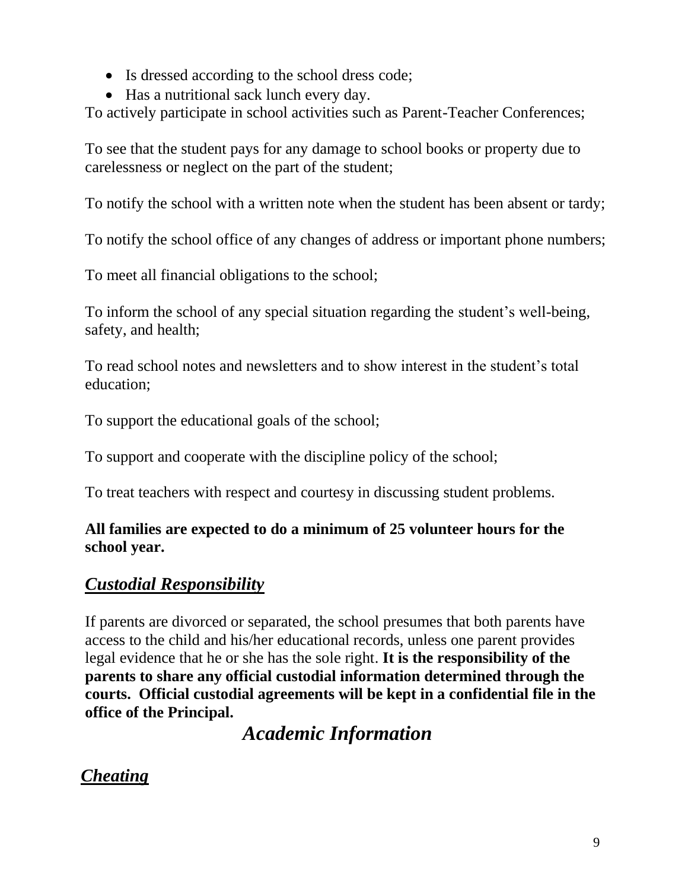- Is dressed according to the school dress code;
- Has a nutritional sack lunch every day.

To actively participate in school activities such as Parent-Teacher Conferences;

To see that the student pays for any damage to school books or property due to carelessness or neglect on the part of the student;

To notify the school with a written note when the student has been absent or tardy;

To notify the school office of any changes of address or important phone numbers;

To meet all financial obligations to the school;

To inform the school of any special situation regarding the student's well-being, safety, and health;

To read school notes and newsletters and to show interest in the student's total education;

To support the educational goals of the school;

To support and cooperate with the discipline policy of the school;

To treat teachers with respect and courtesy in discussing student problems.

**All families are expected to do a minimum of 25 volunteer hours for the school year.**

## ***Custodial Responsibility***

If parents are divorced or separated, the school presumes that both parents have access to the child and his/her educational records, unless one parent provides legal evidence that he or she has the sole right. **It is the responsibility of the parents to share any official custodial information determined through the courts. Official custodial agreements will be kept in a confidential file in the office of the Principal.**

# *Academic Information*

## ***Cheating***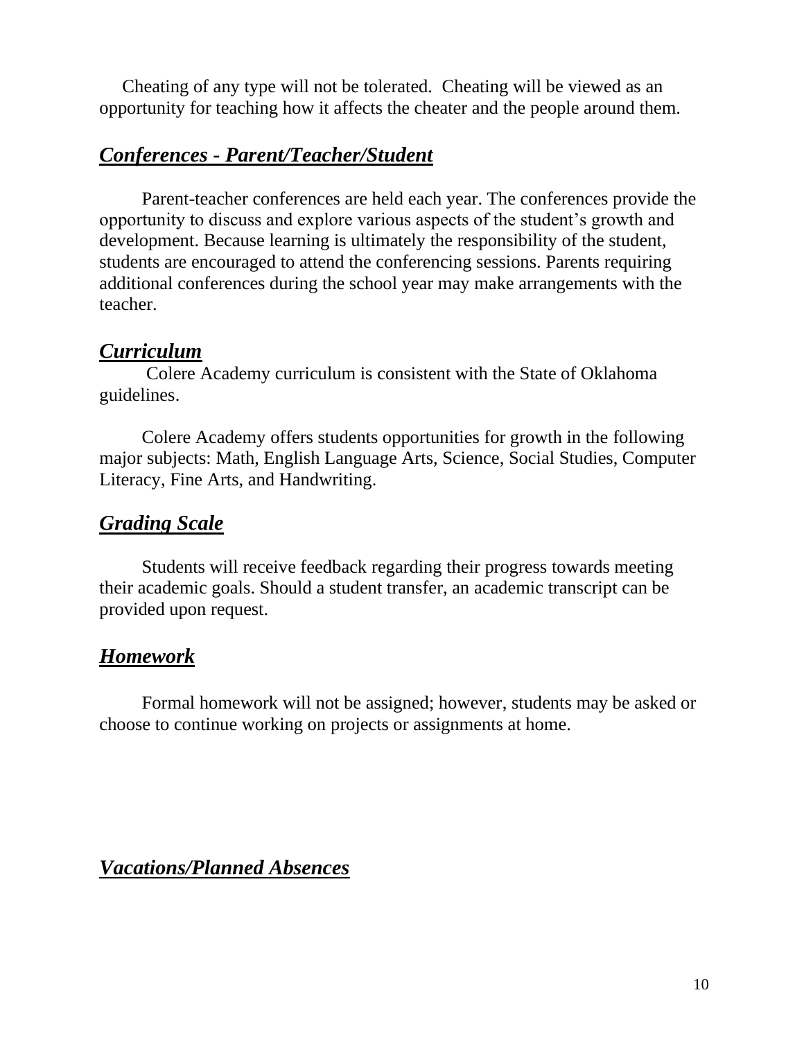Cheating of any type will not be tolerated. Cheating will be viewed as an opportunity for teaching how it affects the cheater and the people around them.

## ***Conferences - Parent/Teacher/Student***

Parent-teacher conferences are held each year. The conferences provide the opportunity to discuss and explore various aspects of the student's growth and development. Because learning is ultimately the responsibility of the student, students are encouraged to attend the conferencing sessions. Parents requiring additional conferences during the school year may make arrangements with the teacher.

## ***Curriculum***

Colere Academy curriculum is consistent with the State of Oklahoma guidelines.

Colere Academy offers students opportunities for growth in the following major subjects: Math, English Language Arts, Science, Social Studies, Computer Literacy, Fine Arts, and Handwriting.

## ***Grading Scale***

Students will receive feedback regarding their progress towards meeting their academic goals. Should a student transfer, an academic transcript can be provided upon request.

## ***Homework***

Formal homework will not be assigned; however, students may be asked or choose to continue working on projects or assignments at home.

## ***Vacations/Planned Absences***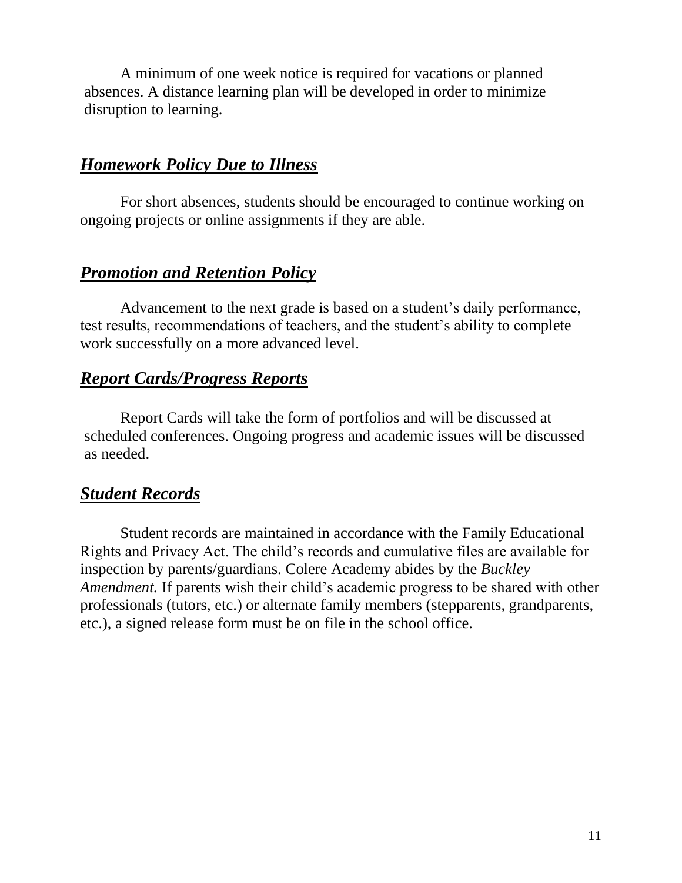A minimum of one week notice is required for vacations or planned absences. A distance learning plan will be developed in order to minimize disruption to learning.

## ***Homework Policy Due to Illness***

For short absences, students should be encouraged to continue working on ongoing projects or online assignments if they are able.

## ***Promotion and Retention Policy***

Advancement to the next grade is based on a student's daily performance, test results, recommendations of teachers, and the student's ability to complete work successfully on a more advanced level.

## ***Report Cards/Progress Reports***

Report Cards will take the form of portfolios and will be discussed at scheduled conferences. Ongoing progress and academic issues will be discussed as needed.

## ***Student Records***

Student records are maintained in accordance with the Family Educational Rights and Privacy Act. The child's records and cumulative files are available for inspection by parents/guardians. Colere Academy abides by the *Buckley Amendment.* If parents wish their child's academic progress to be shared with other professionals (tutors, etc.) or alternate family members (stepparents, grandparents, etc.), a signed release form must be on file in the school office.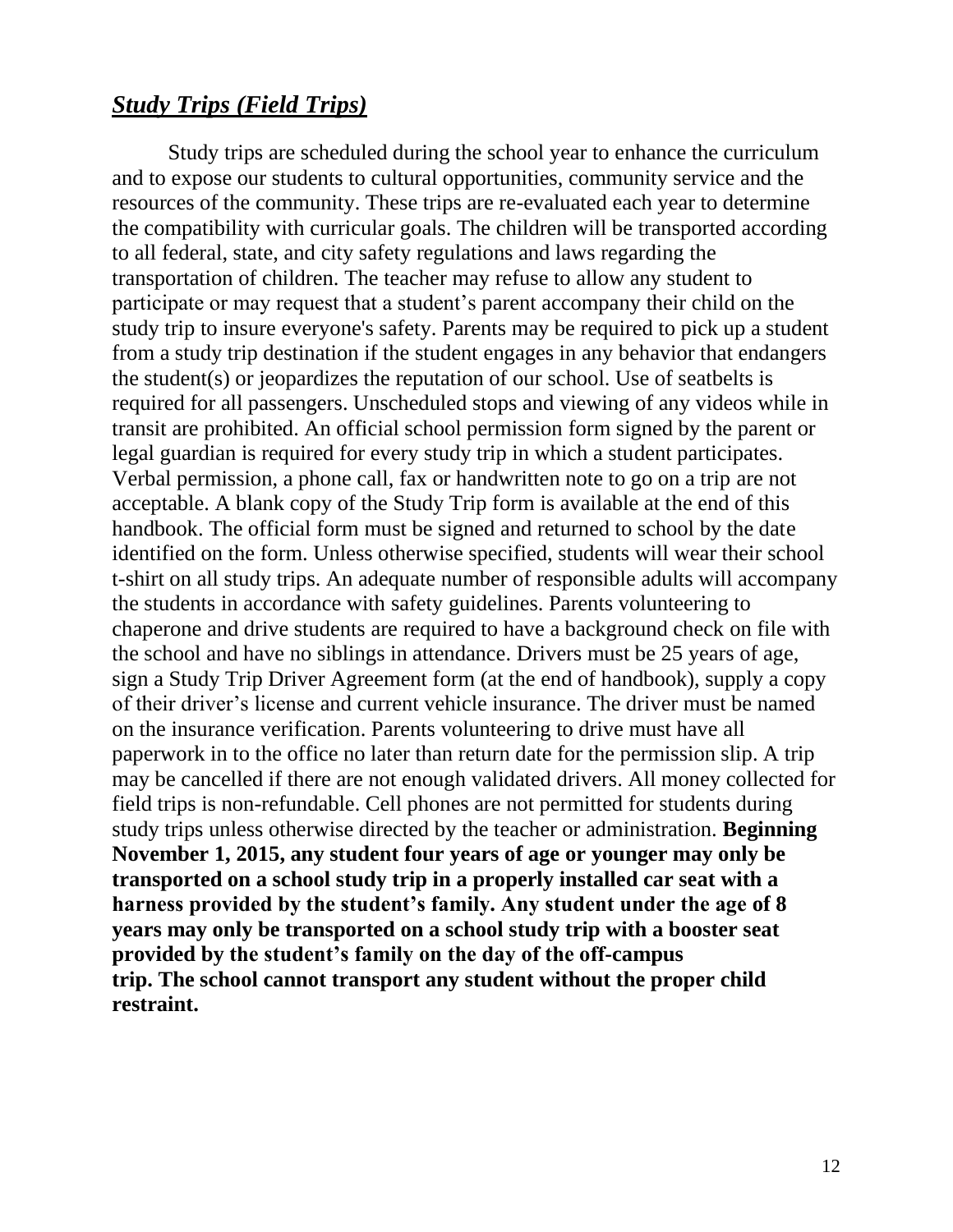## ***Study Trips (Field Trips)***

Study trips are scheduled during the school year to enhance the curriculum and to expose our students to cultural opportunities, community service and the resources of the community. These trips are re-evaluated each year to determine the compatibility with curricular goals. The children will be transported according to all federal, state, and city safety regulations and laws regarding the transportation of children. The teacher may refuse to allow any student to participate or may request that a student's parent accompany their child on the study trip to insure everyone's safety. Parents may be required to pick up a student from a study trip destination if the student engages in any behavior that endangers the student(s) or jeopardizes the reputation of our school. Use of seatbelts is required for all passengers. Unscheduled stops and viewing of any videos while in transit are prohibited. An official school permission form signed by the parent or legal guardian is required for every study trip in which a student participates. Verbal permission, a phone call, fax or handwritten note to go on a trip are not acceptable. A blank copy of the Study Trip form is available at the end of this handbook. The official form must be signed and returned to school by the date identified on the form. Unless otherwise specified, students will wear their school t-shirt on all study trips. An adequate number of responsible adults will accompany the students in accordance with safety guidelines. Parents volunteering to chaperone and drive students are required to have a background check on file with the school and have no siblings in attendance. Drivers must be 25 years of age, sign a Study Trip Driver Agreement form (at the end of handbook), supply a copy of their driver's license and current vehicle insurance. The driver must be named on the insurance verification. Parents volunteering to drive must have all paperwork in to the office no later than return date for the permission slip. A trip may be cancelled if there are not enough validated drivers. All money collected for field trips is non-refundable. Cell phones are not permitted for students during study trips unless otherwise directed by the teacher or administration. **Beginning November 1, 2015, any student four years of age or younger may only be transported on a school study trip in a properly installed car seat with a harness provided by the student's family. Any student under the age of 8 years may only be transported on a school study trip with a booster seat provided by the student's family on the day of the off-campus trip. The school cannot transport any student without the proper child restraint.**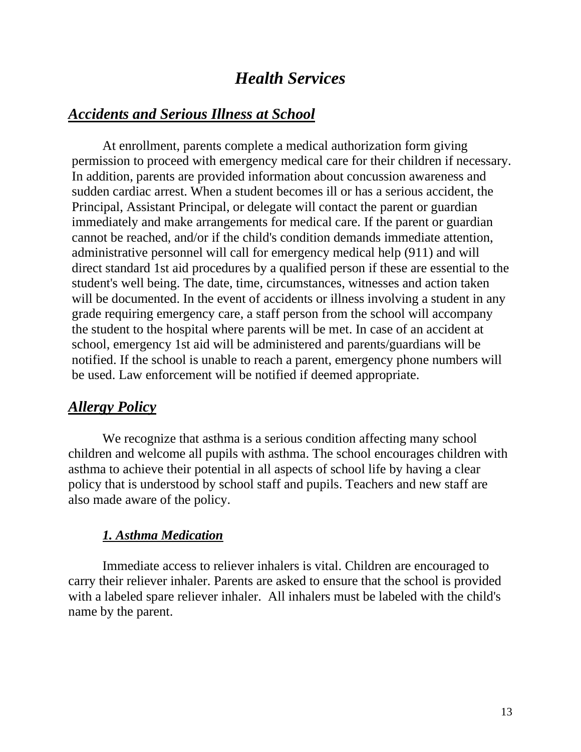# *Health Services*

## ***Accidents and Serious Illness at School***

At enrollment, parents complete a medical authorization form giving permission to proceed with emergency medical care for their children if necessary. In addition, parents are provided information about concussion awareness and sudden cardiac arrest. When a student becomes ill or has a serious accident, the Principal, Assistant Principal, or delegate will contact the parent or guardian immediately and make arrangements for medical care. If the parent or guardian cannot be reached, and/or if the child's condition demands immediate attention, administrative personnel will call for emergency medical help (911) and will direct standard 1st aid procedures by a qualified person if these are essential to the student's well being. The date, time, circumstances, witnesses and action taken will be documented. In the event of accidents or illness involving a student in any grade requiring emergency care, a staff person from the school will accompany the student to the hospital where parents will be met. In case of an accident at school, emergency 1st aid will be administered and parents/guardians will be notified. If the school is unable to reach a parent, emergency phone numbers will be used. Law enforcement will be notified if deemed appropriate.

## ***Allergy Policy***

We recognize that asthma is a serious condition affecting many school children and welcome all pupils with asthma. The school encourages children with asthma to achieve their potential in all aspects of school life by having a clear policy that is understood by school staff and pupils. Teachers and new staff are also made aware of the policy.

### ***1. Asthma Medication***

Immediate access to reliever inhalers is vital. Children are encouraged to carry their reliever inhaler. Parents are asked to ensure that the school is provided with a labeled spare reliever inhaler. All inhalers must be labeled with the child's name by the parent.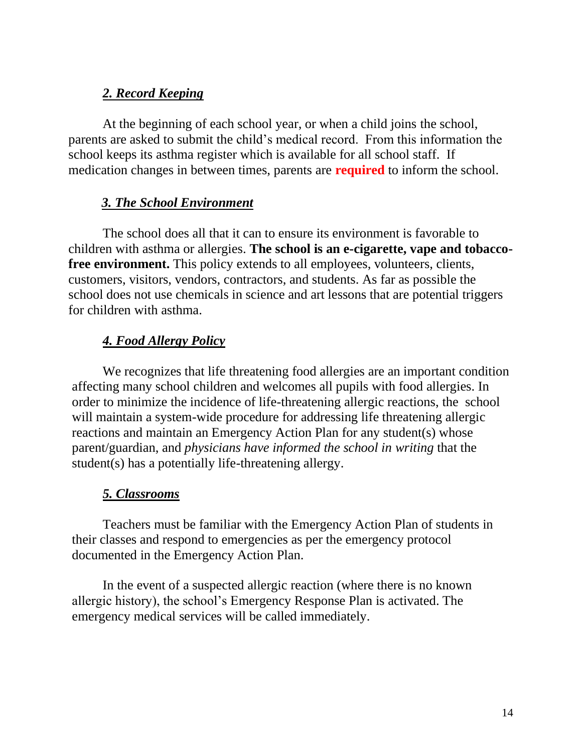### *2. Record Keeping*

At the beginning of each school year, or when a child joins the school, parents are asked to submit the child's medical record. From this information the school keeps its asthma register which is available for all school staff. If medication changes in between times, parents are **required** to inform the school.

### *3. The School Environment*

The school does all that it can to ensure its environment is favorable to children with asthma or allergies. **The school is an e-cigarette, vape and tobacco-free environment.** This policy extends to all employees, volunteers, clients, customers, visitors, vendors, contractors, and students. As far as possible the school does not use chemicals in science and art lessons that are potential triggers for children with asthma.

### *4. Food Allergy Policy*

We recognizes that life threatening food allergies are an important condition affecting many school children and welcomes all pupils with food allergies. In order to minimize the incidence of life-threatening allergic reactions, the school will maintain a system-wide procedure for addressing life threatening allergic reactions and maintain an Emergency Action Plan for any student(s) whose parent/guardian, and *physicians have informed the school in writing* that the student(s) has a potentially life-threatening allergy.

### *5. Classrooms*

Teachers must be familiar with the Emergency Action Plan of students in their classes and respond to emergencies as per the emergency protocol documented in the Emergency Action Plan.

In the event of a suspected allergic reaction (where there is no known allergic history), the school's Emergency Response Plan is activated. The emergency medical services will be called immediately.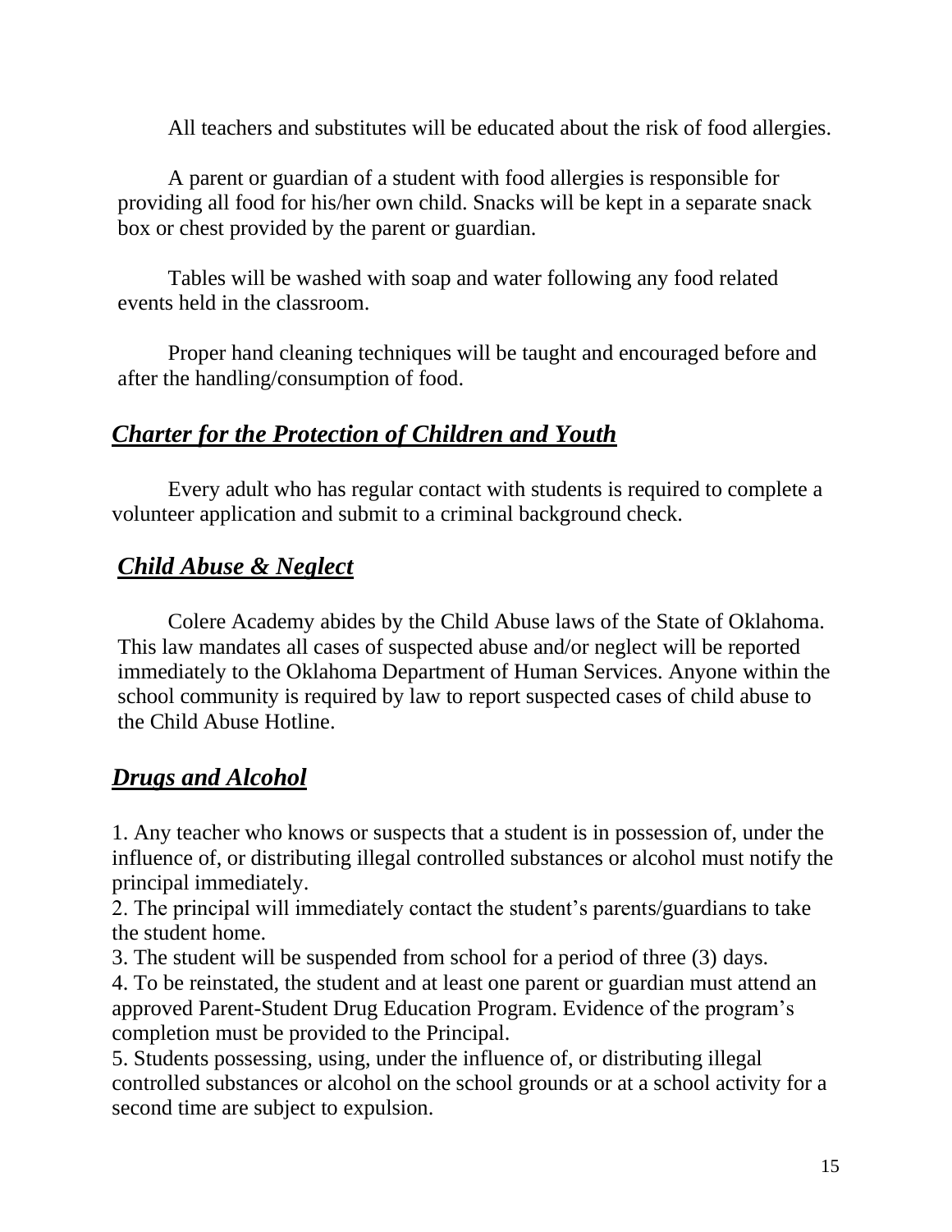All teachers and substitutes will be educated about the risk of food allergies.

A parent or guardian of a student with food allergies is responsible for providing all food for his/her own child. Snacks will be kept in a separate snack box or chest provided by the parent or guardian.

Tables will be washed with soap and water following any food related events held in the classroom.

Proper hand cleaning techniques will be taught and encouraged before and after the handling/consumption of food.

## ***Charter for the Protection of Children and Youth***

Every adult who has regular contact with students is required to complete a volunteer application and submit to a criminal background check.

## ***Child Abuse & Neglect***

Colere Academy abides by the Child Abuse laws of the State of Oklahoma. This law mandates all cases of suspected abuse and/or neglect will be reported immediately to the Oklahoma Department of Human Services. Anyone within the school community is required by law to report suspected cases of child abuse to the Child Abuse Hotline.

## ***Drugs and Alcohol***

1. Any teacher who knows or suspects that a student is in possession of, under the influence of, or distributing illegal controlled substances or alcohol must notify the principal immediately.
2. The principal will immediately contact the student's parents/guardians to take the student home.
3. The student will be suspended from school for a period of three (3) days.
4. To be reinstated, the student and at least one parent or guardian must attend an approved Parent-Student Drug Education Program. Evidence of the program's completion must be provided to the Principal.
5. Students possessing, using, under the influence of, or distributing illegal controlled substances or alcohol on the school grounds or at a school activity for a second time are subject to expulsion.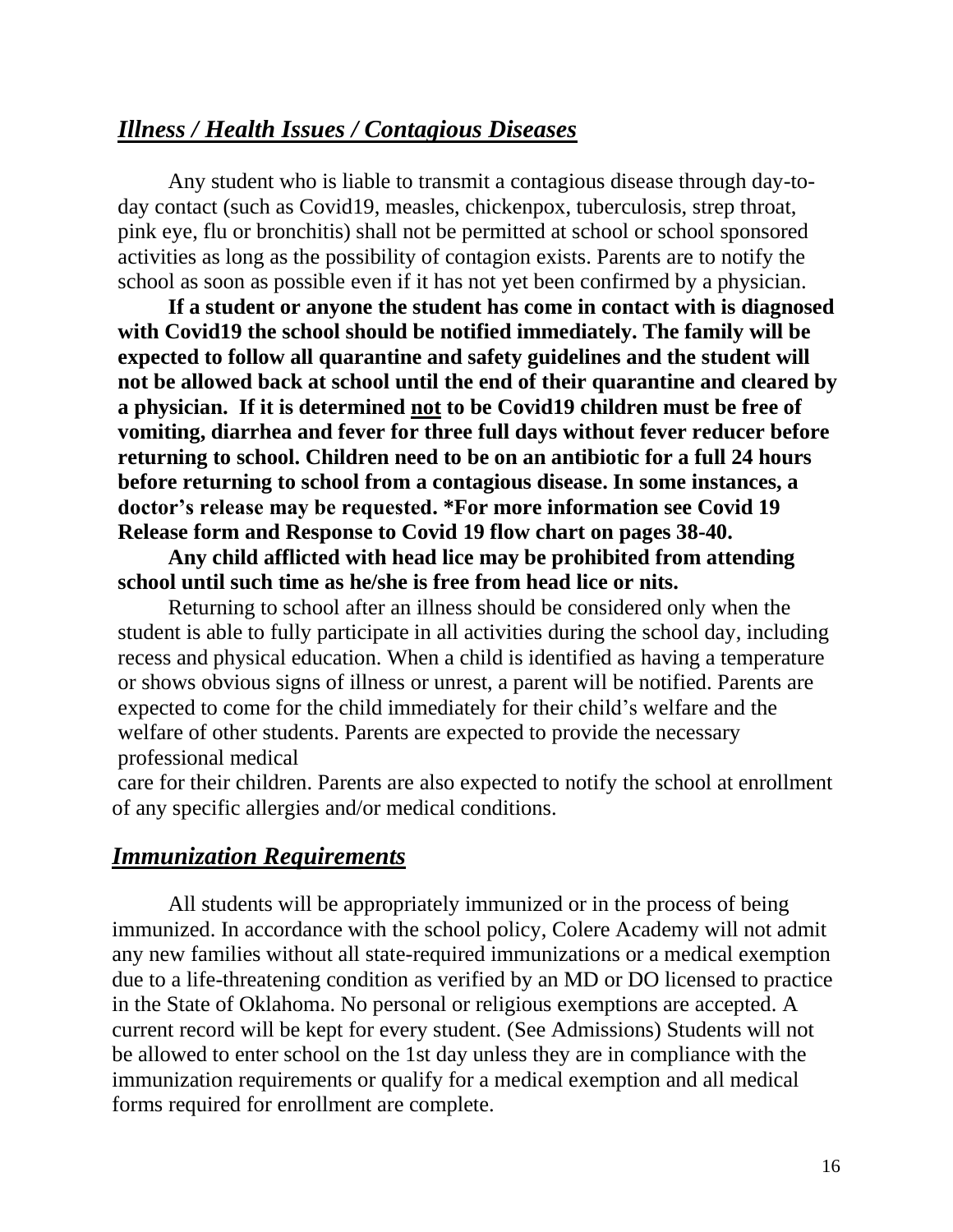## ***Illness / Health Issues / Contagious Diseases***

Any student who is liable to transmit a contagious disease through day-to-day contact (such as Covid19, measles, chickenpox, tuberculosis, strep throat, pink eye, flu or bronchitis) shall not be permitted at school or school sponsored activities as long as the possibility of contagion exists. Parents are to notify the school as soon as possible even if it has not yet been confirmed by a physician.

**If a student or anyone the student has come in contact with is diagnosed with Covid19 the school should be notified immediately. The family will be expected to follow all quarantine and safety guidelines and the student will not be allowed back at school until the end of their quarantine and cleared by a physician. If it is determined <u>not</u> to be Covid19 children must be free of vomiting, diarrhea and fever for three full days without fever reducer before returning to school. Children need to be on an antibiotic for a full 24 hours before returning to school from a contagious disease. In some instances, a doctor's release may be requested. *For more information see Covid 19 Release form and Response to Covid 19 flow chart on pages 38-40.**

**Any child afflicted with head lice may be prohibited from attending school until such time as he/she is free from head lice or nits.**

Returning to school after an illness should be considered only when the student is able to fully participate in all activities during the school day, including recess and physical education. When a child is identified as having a temperature or shows obvious signs of illness or unrest, a parent will be notified. Parents are expected to come for the child immediately for their child's welfare and the welfare of other students. Parents are expected to provide the necessary professional medical care for their children. Parents are also expected to notify the school at enrollment of any specific allergies and/or medical conditions.

## ***Immunization Requirements***

All students will be appropriately immunized or in the process of being immunized. In accordance with the school policy, Colere Academy will not admit any new families without all state-required immunizations or a medical exemption due to a life-threatening condition as verified by an MD or DO licensed to practice in the State of Oklahoma. No personal or religious exemptions are accepted. A current record will be kept for every student. (See Admissions) Students will not be allowed to enter school on the 1st day unless they are in compliance with the immunization requirements or qualify for a medical exemption and all medical forms required for enrollment are complete.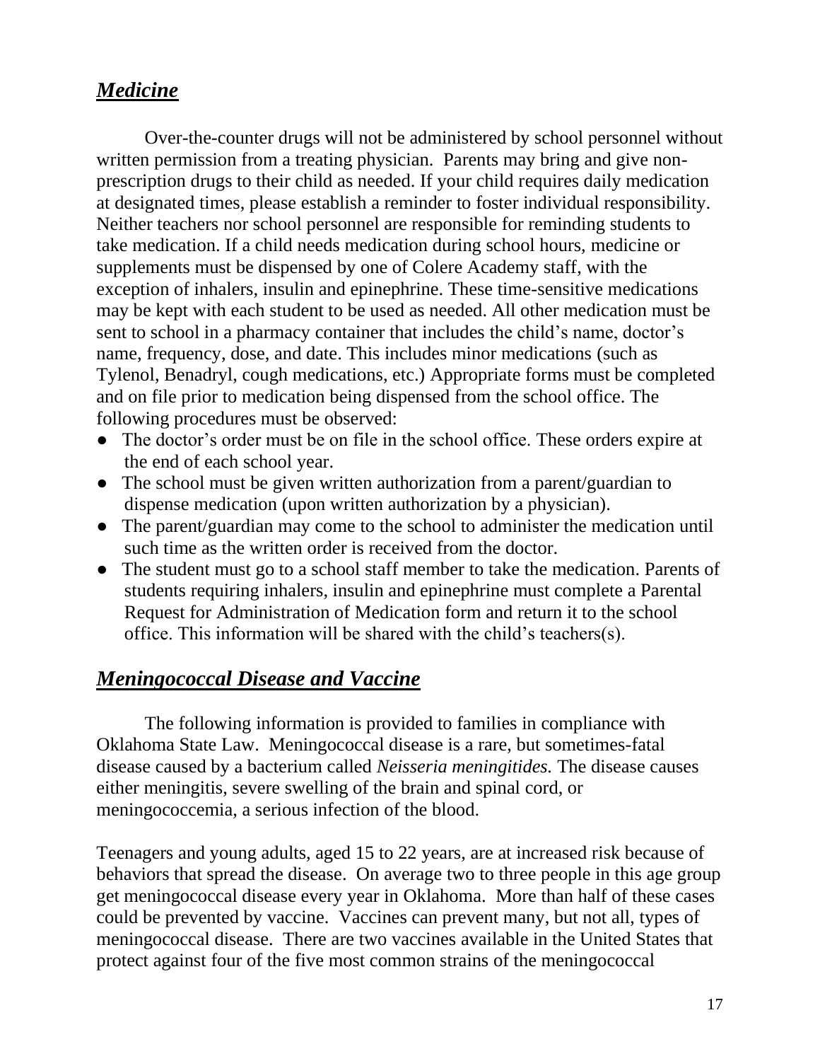## ***Medicine***

Over-the-counter drugs will not be administered by school personnel without written permission from a treating physician. Parents may bring and give non-prescription drugs to their child as needed. If your child requires daily medication at designated times, please establish a reminder to foster individual responsibility. Neither teachers nor school personnel are responsible for reminding students to take medication. If a child needs medication during school hours, medicine or supplements must be dispensed by one of Colere Academy staff, with the exception of inhalers, insulin and epinephrine. These time-sensitive medications may be kept with each student to be used as needed. All other medication must be sent to school in a pharmacy container that includes the child's name, doctor's name, frequency, dose, and date. This includes minor medications (such as Tylenol, Benadryl, cough medications, etc.) Appropriate forms must be completed and on file prior to medication being dispensed from the school office. The following procedures must be observed:

- The doctor's order must be on file in the school office. These orders expire at the end of each school year.
- The school must be given written authorization from a parent/guardian to dispense medication (upon written authorization by a physician).
- The parent/guardian may come to the school to administer the medication until such time as the written order is received from the doctor.
- The student must go to a school staff member to take the medication. Parents of students requiring inhalers, insulin and epinephrine must complete a Parental Request for Administration of Medication form and return it to the school office. This information will be shared with the child's teachers(s).

## ***Meningococcal Disease and Vaccine***

The following information is provided to families in compliance with Oklahoma State Law. Meningococcal disease is a rare, but sometimes-fatal disease caused by a bacterium called *Neisseria meningitides.* The disease causes either meningitis, severe swelling of the brain and spinal cord, or meningococcemia, a serious infection of the blood.

Teenagers and young adults, aged 15 to 22 years, are at increased risk because of behaviors that spread the disease. On average two to three people in this age group get meningococcal disease every year in Oklahoma. More than half of these cases could be prevented by vaccine. Vaccines can prevent many, but not all, types of meningococcal disease. There are two vaccines available in the United States that protect against four of the five most common strains of the meningococcal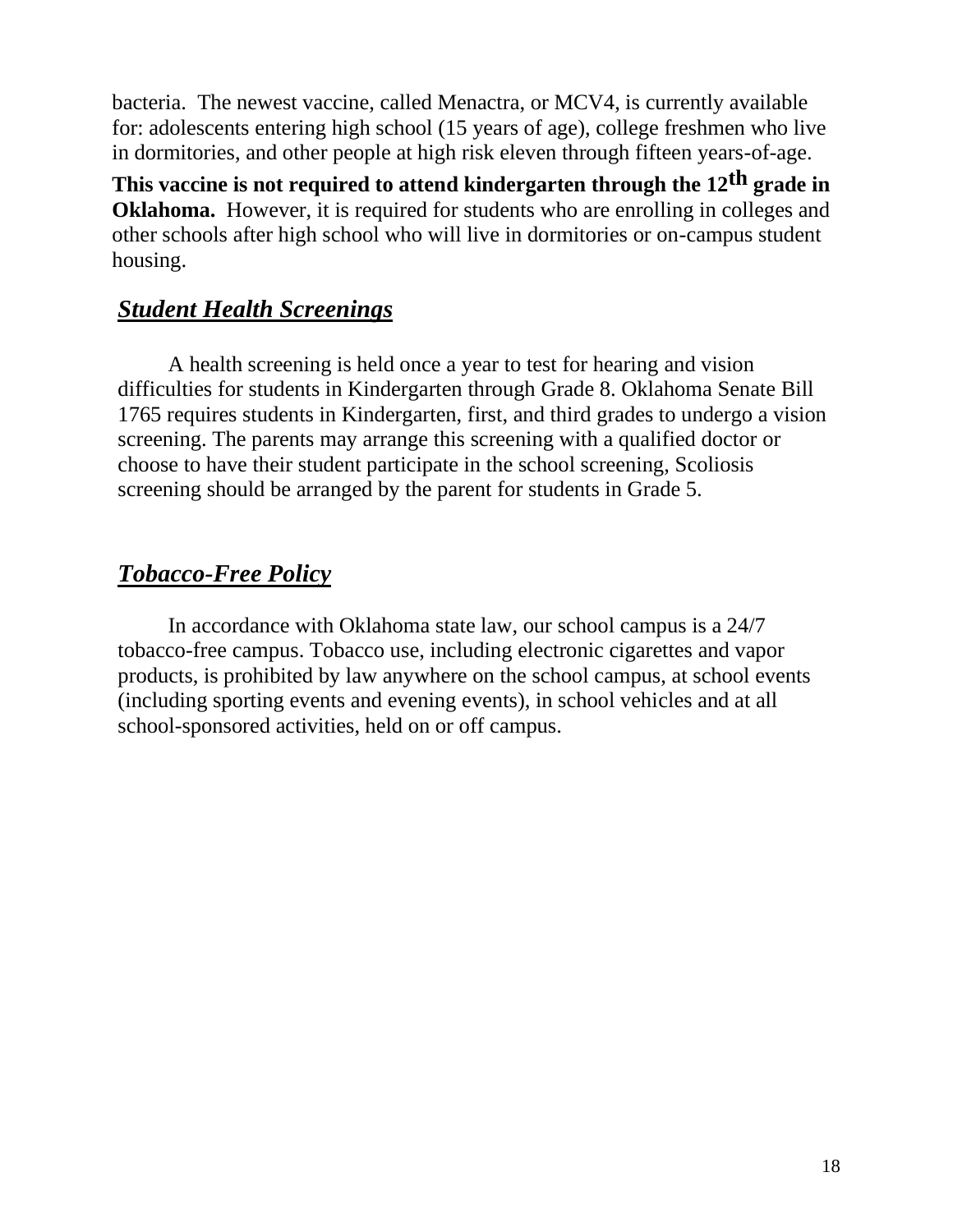bacteria. The newest vaccine, called Menactra, or MCV4, is currently available for: adolescents entering high school (15 years of age), college freshmen who live in dormitories, and other people at high risk eleven through fifteen years-of-age. **This vaccine is not required to attend kindergarten through the 12th grade in Oklahoma.** However, it is required for students who are enrolling in colleges and other schools after high school who will live in dormitories or on-campus student housing.

## ***Student Health Screenings***

A health screening is held once a year to test for hearing and vision difficulties for students in Kindergarten through Grade 8. Oklahoma Senate Bill 1765 requires students in Kindergarten, first, and third grades to undergo a vision screening. The parents may arrange this screening with a qualified doctor or choose to have their student participate in the school screening, Scoliosis screening should be arranged by the parent for students in Grade 5.

## ***Tobacco-Free Policy***

In accordance with Oklahoma state law, our school campus is a 24/7 tobacco-free campus. Tobacco use, including electronic cigarettes and vapor products, is prohibited by law anywhere on the school campus, at school events (including sporting events and evening events), in school vehicles and at all school-sponsored activities, held on or off campus.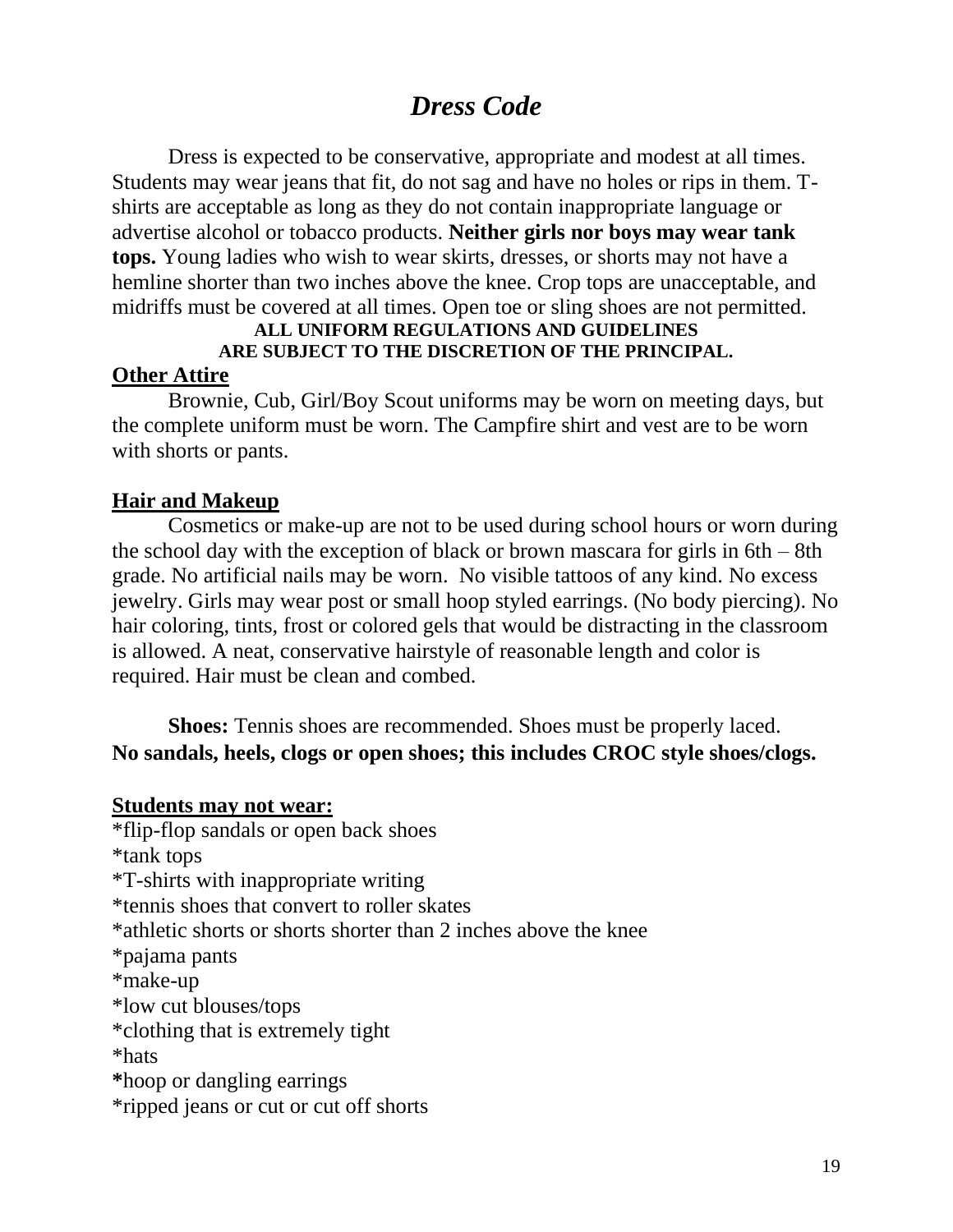# *Dress Code*

Dress is expected to be conservative, appropriate and modest at all times. Students may wear jeans that fit, do not sag and have no holes or rips in them. T-shirts are acceptable as long as they do not contain inappropriate language or advertise alcohol or tobacco products. **Neither girls nor boys may wear tank tops.** Young ladies who wish to wear skirts, dresses, or shorts may not have a hemline shorter than two inches above the knee. Crop tops are unacceptable, and midriffs must be covered at all times. Open toe or sling shoes are not permitted.

**ALL UNIFORM REGULATIONS AND GUIDELINES ARE SUBJECT TO THE DISCRETION OF THE PRINCIPAL.**

## Other Attire

Brownie, Cub, Girl/Boy Scout uniforms may be worn on meeting days, but the complete uniform must be worn. The Campfire shirt and vest are to be worn with shorts or pants.

## Hair and Makeup

Cosmetics or make-up are not to be used during school hours or worn during the school day with the exception of black or brown mascara for girls in 6th – 8th grade. No artificial nails may be worn. No visible tattoos of any kind. No excess jewelry. Girls may wear post or small hoop styled earrings. (No body piercing). No hair coloring, tints, frost or colored gels that would be distracting in the classroom is allowed. A neat, conservative hairstyle of reasonable length and color is required. Hair must be clean and combed.

**Shoes:** Tennis shoes are recommended. Shoes must be properly laced. **No sandals, heels, clogs or open shoes; this includes CROC style shoes/clogs.**

## Students may not wear:

*flip-flop sandals or open back shoes
*tank tops
*T-shirts with inappropriate writing
*tennis shoes that convert to roller skates
*athletic shorts or shorts shorter than 2 inches above the knee
*pajama pants
*make-up
*low cut blouses/tops
*clothing that is extremely tight
*hats
*hoop or dangling earrings
*ripped jeans or cut or cut off shorts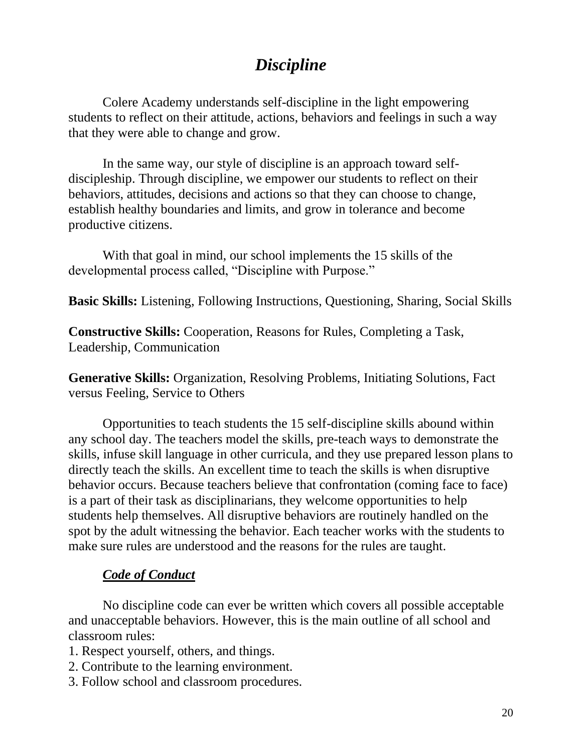# *Discipline*

Colere Academy understands self-discipline in the light empowering students to reflect on their attitude, actions, behaviors and feelings in such a way that they were able to change and grow.

In the same way, our style of discipline is an approach toward self-discipleship. Through discipline, we empower our students to reflect on their behaviors, attitudes, decisions and actions so that they can choose to change, establish healthy boundaries and limits, and grow in tolerance and become productive citizens.

With that goal in mind, our school implements the 15 skills of the developmental process called, "Discipline with Purpose."

**Basic Skills:** Listening, Following Instructions, Questioning, Sharing, Social Skills

**Constructive Skills:** Cooperation, Reasons for Rules, Completing a Task, Leadership, Communication

**Generative Skills:** Organization, Resolving Problems, Initiating Solutions, Fact versus Feeling, Service to Others

Opportunities to teach students the 15 self-discipline skills abound within any school day. The teachers model the skills, pre-teach ways to demonstrate the skills, infuse skill language in other curricula, and they use prepared lesson plans to directly teach the skills. An excellent time to teach the skills is when disruptive behavior occurs. Because teachers believe that confrontation (coming face to face) is a part of their task as disciplinarians, they welcome opportunities to help students help themselves. All disruptive behaviors are routinely handled on the spot by the adult witnessing the behavior. Each teacher works with the students to make sure rules are understood and the reasons for the rules are taught.

## ***Code of Conduct***

No discipline code can ever be written which covers all possible acceptable and unacceptable behaviors. However, this is the main outline of all school and classroom rules:

1. Respect yourself, others, and things.
2. Contribute to the learning environment.
3. Follow school and classroom procedures.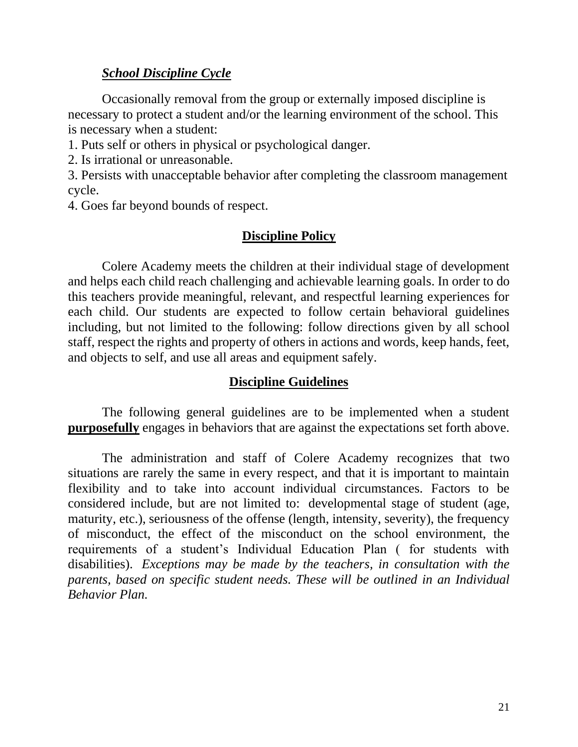### ***School Discipline Cycle***

Occasionally removal from the group or externally imposed discipline is necessary to protect a student and/or the learning environment of the school. This is necessary when a student:

1. Puts self or others in physical or psychological danger.
2. Is irrational or unreasonable.
3. Persists with unacceptable behavior after completing the classroom management cycle.
4. Goes far beyond bounds of respect.

## **Discipline Policy**

Colere Academy meets the children at their individual stage of development and helps each child reach challenging and achievable learning goals. In order to do this teachers provide meaningful, relevant, and respectful learning experiences for each child. Our students are expected to follow certain behavioral guidelines including, but not limited to the following: follow directions given by all school staff, respect the rights and property of others in actions and words, keep hands, feet, and objects to self, and use all areas and equipment safely.

## **Discipline Guidelines**

The following general guidelines are to be implemented when a student **purposefully** engages in behaviors that are against the expectations set forth above.

The administration and staff of Colere Academy recognizes that two situations are rarely the same in every respect, and that it is important to maintain flexibility and to take into account individual circumstances. Factors to be considered include, but are not limited to: developmental stage of student (age, maturity, etc.), seriousness of the offense (length, intensity, severity), the frequency of misconduct, the effect of the misconduct on the school environment, the requirements of a student's Individual Education Plan ( for students with disabilities). *Exceptions may be made by the teachers, in consultation with the parents, based on specific student needs. These will be outlined in an Individual Behavior Plan.*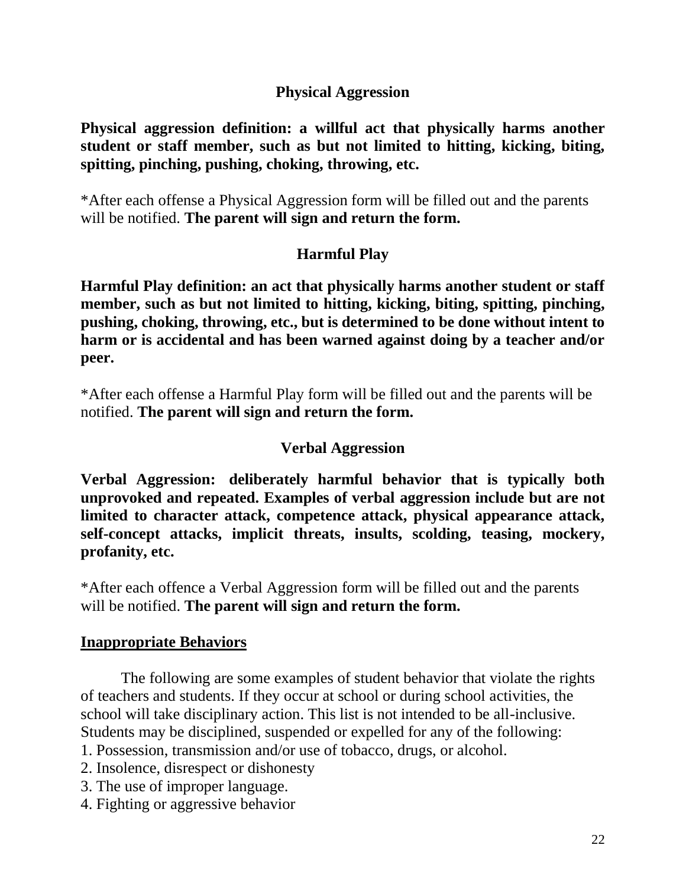## Physical Aggression

**Physical aggression definition: a willful act that physically harms another student or staff member, such as but not limited to hitting, kicking, biting, spitting, pinching, pushing, choking, throwing, etc.**

*After each offense a Physical Aggression form will be filled out and the parents will be notified. **The parent will sign and return the form.**

## Harmful Play

**Harmful Play definition: an act that physically harms another student or staff member, such as but not limited to hitting, kicking, biting, spitting, pinching, pushing, choking, throwing, etc., but is determined to be done without intent to harm or is accidental and has been warned against doing by a teacher and/or peer.**

*After each offense a Harmful Play form will be filled out and the parents will be notified. **The parent will sign and return the form.**

## Verbal Aggression

**Verbal Aggression: deliberately harmful behavior that is typically both unprovoked and repeated. Examples of verbal aggression include but are not limited to character attack, competence attack, physical appearance attack, self-concept attacks, implicit threats, insults, scolding, teasing, mockery, profanity, etc.**

*After each offence a Verbal Aggression form will be filled out and the parents will be notified. **The parent will sign and return the form.**

## Inappropriate Behaviors

The following are some examples of student behavior that violate the rights of teachers and students. If they occur at school or during school activities, the school will take disciplinary action. This list is not intended to be all-inclusive. Students may be disciplined, suspended or expelled for any of the following:

1. Possession, transmission and/or use of tobacco, drugs, or alcohol.
2. Insolence, disrespect or dishonesty
3. The use of improper language.
4. Fighting or aggressive behavior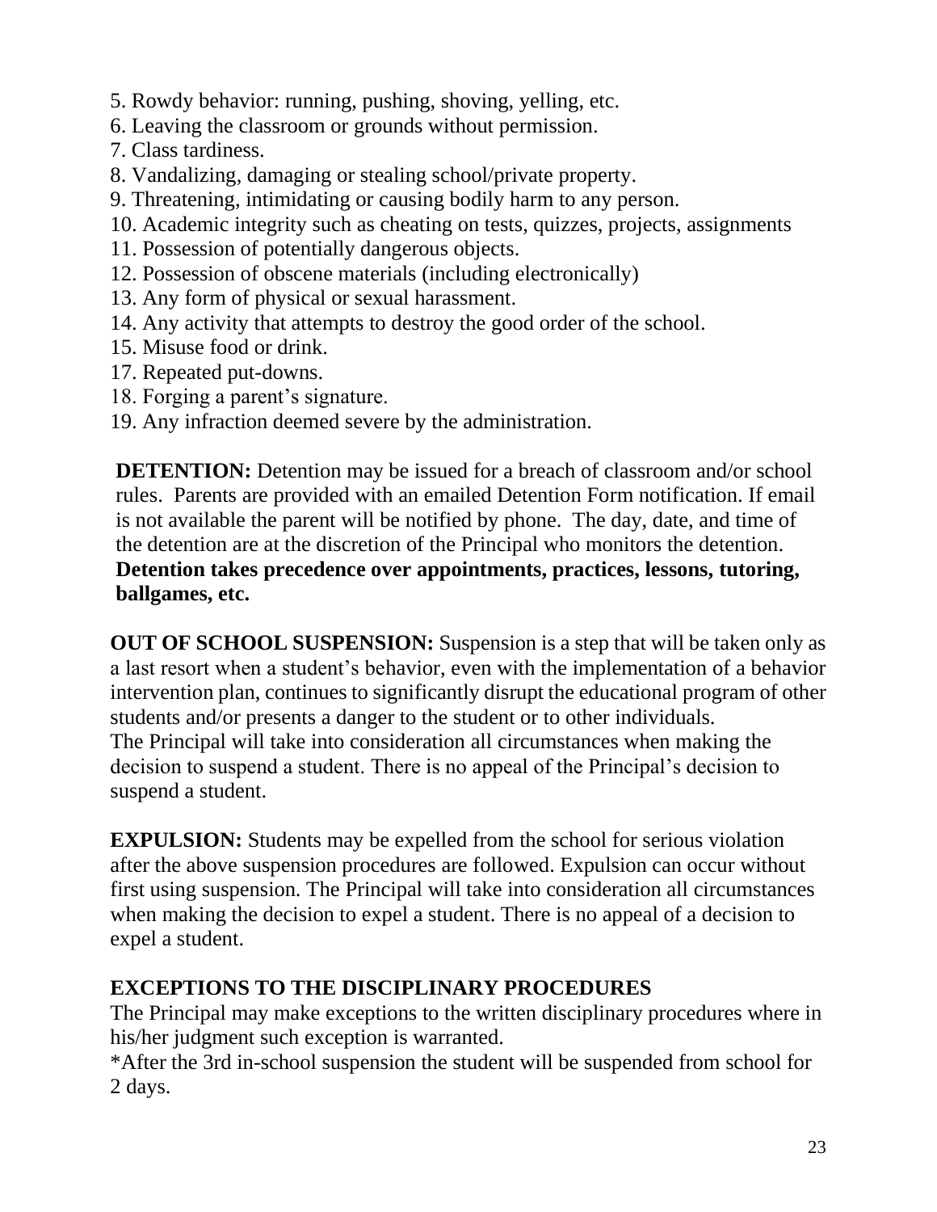5. Rowdy behavior: running, pushing, shoving, yelling, etc.
6. Leaving the classroom or grounds without permission.
7. Class tardiness.
8. Vandalizing, damaging or stealing school/private property.
9. Threatening, intimidating or causing bodily harm to any person.
10. Academic integrity such as cheating on tests, quizzes, projects, assignments
11. Possession of potentially dangerous objects.
12. Possession of obscene materials (including electronically)
13. Any form of physical or sexual harassment.
14. Any activity that attempts to destroy the good order of the school.
15. Misuse food or drink.
17. Repeated put-downs.
18. Forging a parent's signature.
19. Any infraction deemed severe by the administration.

**DETENTION:** Detention may be issued for a breach of classroom and/or school rules. Parents are provided with an emailed Detention Form notification. If email is not available the parent will be notified by phone. The day, date, and time of the detention are at the discretion of the Principal who monitors the detention. **Detention takes precedence over appointments, practices, lessons, tutoring, ballgames, etc.**

**OUT OF SCHOOL SUSPENSION:** Suspension is a step that will be taken only as a last resort when a student's behavior, even with the implementation of a behavior intervention plan, continues to significantly disrupt the educational program of other students and/or presents a danger to the student or to other individuals.
The Principal will take into consideration all circumstances when making the decision to suspend a student. There is no appeal of the Principal's decision to suspend a student.

**EXPULSION:** Students may be expelled from the school for serious violation after the above suspension procedures are followed. Expulsion can occur without first using suspension. The Principal will take into consideration all circumstances when making the decision to expel a student. There is no appeal of a decision to expel a student.

## EXCEPTIONS TO THE DISCIPLINARY PROCEDURES

The Principal may make exceptions to the written disciplinary procedures where in his/her judgment such exception is warranted.
*After the 3rd in-school suspension the student will be suspended from school for 2 days.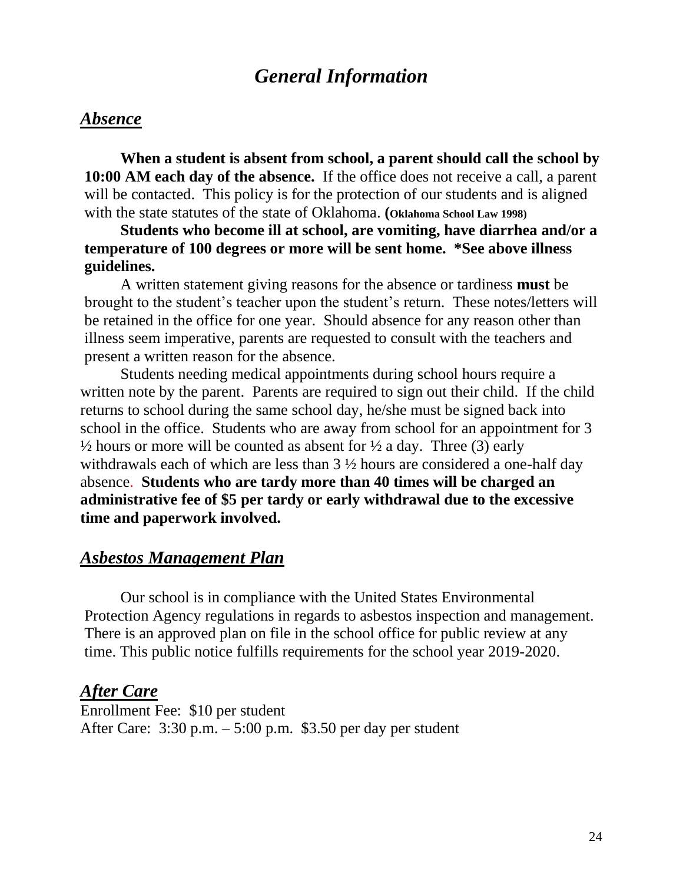# *General Information*

## ***Absence***

**When a student is absent from school, a parent should call the school by 10:00 AM each day of the absence.** If the office does not receive a call, a parent will be contacted. This policy is for the protection of our students and is aligned with the state statutes of the state of Oklahoma. **(Oklahoma School Law 1998)**

**Students who become ill at school, are vomiting, have diarrhea and/or a temperature of 100 degrees or more will be sent home. *See above illness guidelines.**

A written statement giving reasons for the absence or tardiness **must** be brought to the student's teacher upon the student's return. These notes/letters will be retained in the office for one year. Should absence for any reason other than illness seem imperative, parents are requested to consult with the teachers and present a written reason for the absence.

Students needing medical appointments during school hours require a written note by the parent. Parents are required to sign out their child. If the child returns to school during the same school day, he/she must be signed back into school in the office. Students who are away from school for an appointment for 3 ½ hours or more will be counted as absent for ½ a day. Three (3) early withdrawals each of which are less than 3 ½ hours are considered a one-half day absence. **Students who are tardy more than 40 times will be charged an administrative fee of $5 per tardy or early withdrawal due to the excessive time and paperwork involved.**

## ***Asbestos Management Plan***

Our school is in compliance with the United States Environmental Protection Agency regulations in regards to asbestos inspection and management. There is an approved plan on file in the school office for public review at any time. This public notice fulfills requirements for the school year 2019-2020.

## ***After Care***

Enrollment Fee: $10 per student
After Care: 3:30 p.m. – 5:00 p.m. $3.50 per day per student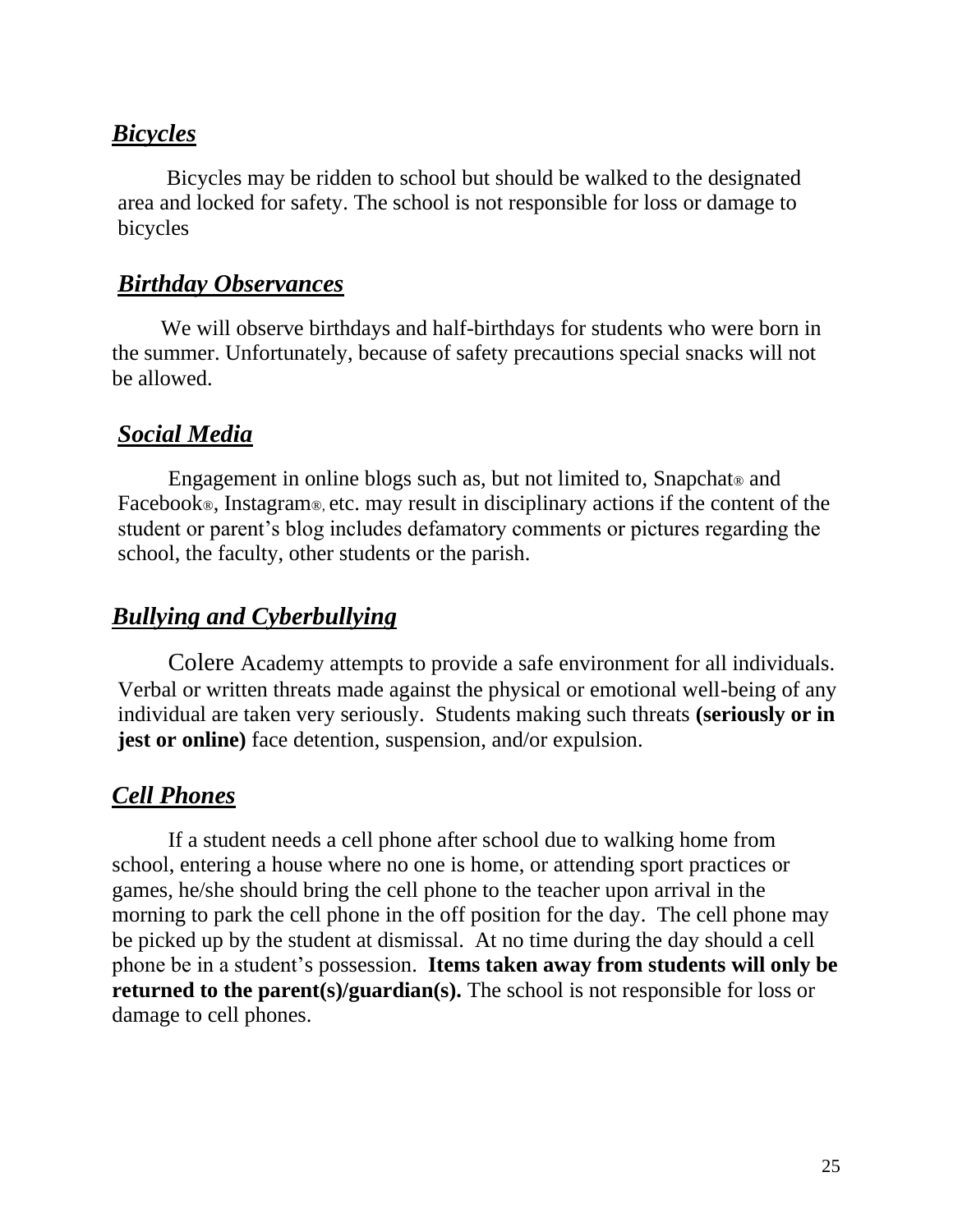## ***Bicycles***

Bicycles may be ridden to school but should be walked to the designated area and locked for safety. The school is not responsible for loss or damage to bicycles

## ***Birthday Observances***

We will observe birthdays and half-birthdays for students who were born in the summer. Unfortunately, because of safety precautions special snacks will not be allowed.

## ***Social Media***

Engagement in online blogs such as, but not limited to, Snapchat® and Facebook®, Instagram®, etc. may result in disciplinary actions if the content of the student or parent's blog includes defamatory comments or pictures regarding the school, the faculty, other students or the parish.

## ***Bullying and Cyberbullying***

Colere Academy attempts to provide a safe environment for all individuals. Verbal or written threats made against the physical or emotional well-being of any individual are taken very seriously. Students making such threats **(seriously or in jest or online)** face detention, suspension, and/or expulsion.

## ***Cell Phones***

If a student needs a cell phone after school due to walking home from school, entering a house where no one is home, or attending sport practices or games, he/she should bring the cell phone to the teacher upon arrival in the morning to park the cell phone in the off position for the day. The cell phone may be picked up by the student at dismissal. At no time during the day should a cell phone be in a student's possession. **Items taken away from students will only be returned to the parent(s)/guardian(s).** The school is not responsible for loss or damage to cell phones.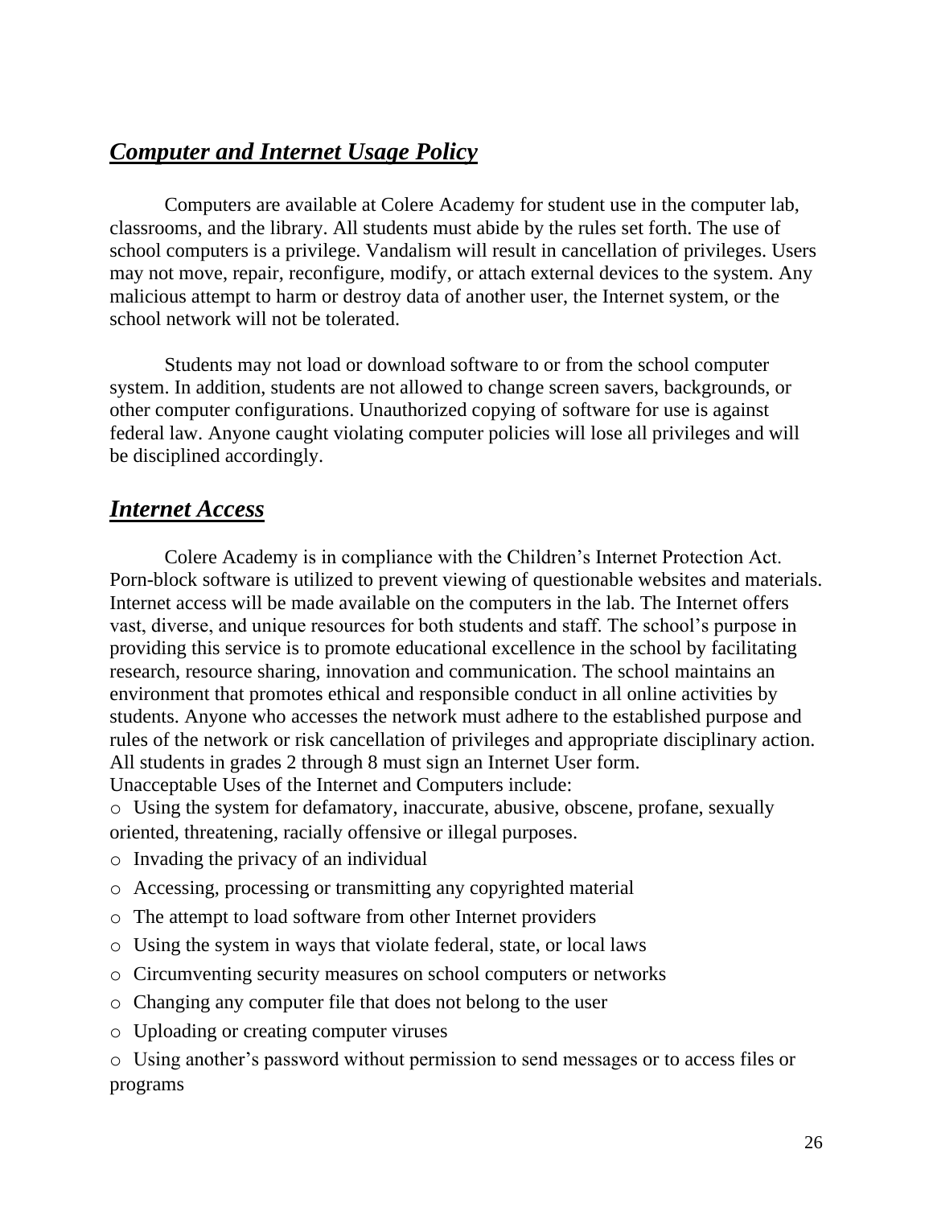## ***Computer and Internet Usage Policy***

Computers are available at Colere Academy for student use in the computer lab, classrooms, and the library. All students must abide by the rules set forth. The use of school computers is a privilege. Vandalism will result in cancellation of privileges. Users may not move, repair, reconfigure, modify, or attach external devices to the system. Any malicious attempt to harm or destroy data of another user, the Internet system, or the school network will not be tolerated.

Students may not load or download software to or from the school computer system. In addition, students are not allowed to change screen savers, backgrounds, or other computer configurations. Unauthorized copying of software for use is against federal law. Anyone caught violating computer policies will lose all privileges and will be disciplined accordingly.

## ***Internet Access***

Colere Academy is in compliance with the Children's Internet Protection Act. Porn-block software is utilized to prevent viewing of questionable websites and materials. Internet access will be made available on the computers in the lab. The Internet offers vast, diverse, and unique resources for both students and staff. The school's purpose in providing this service is to promote educational excellence in the school by facilitating research, resource sharing, innovation and communication. The school maintains an environment that promotes ethical and responsible conduct in all online activities by students. Anyone who accesses the network must adhere to the established purpose and rules of the network or risk cancellation of privileges and appropriate disciplinary action. All students in grades 2 through 8 must sign an Internet User form.
Unacceptable Uses of the Internet and Computers include:

- Using the system for defamatory, inaccurate, abusive, obscene, profane, sexually oriented, threatening, racially offensive or illegal purposes.
- Invading the privacy of an individual
- Accessing, processing or transmitting any copyrighted material
- The attempt to load software from other Internet providers
- Using the system in ways that violate federal, state, or local laws
- Circumventing security measures on school computers or networks
- Changing any computer file that does not belong to the user
- Uploading or creating computer viruses
- Using another's password without permission to send messages or to access files or programs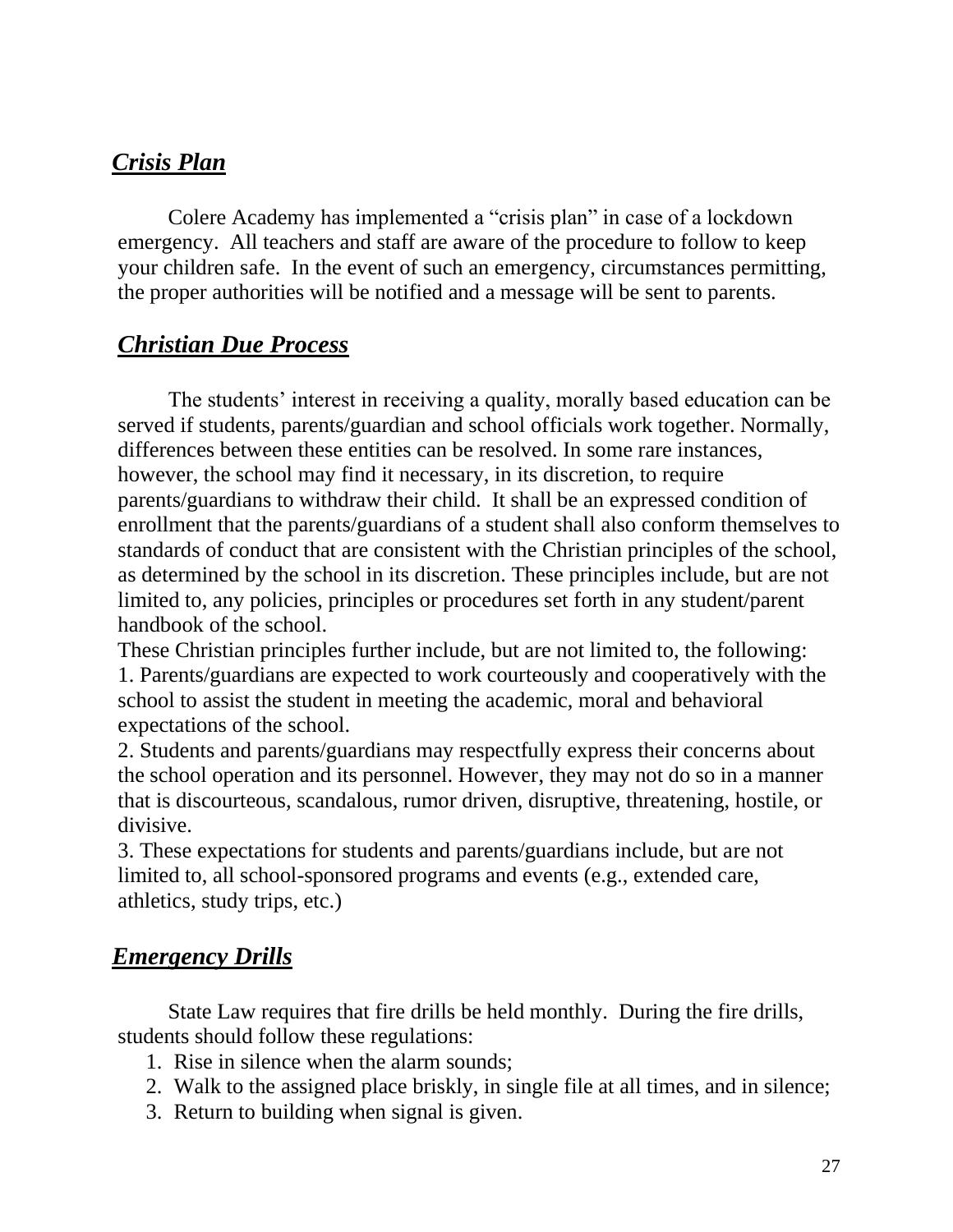## ***Crisis Plan***

Colere Academy has implemented a "crisis plan" in case of a lockdown emergency. All teachers and staff are aware of the procedure to follow to keep your children safe. In the event of such an emergency, circumstances permitting, the proper authorities will be notified and a message will be sent to parents.

## ***Christian Due Process***

The students' interest in receiving a quality, morally based education can be served if students, parents/guardian and school officials work together. Normally, differences between these entities can be resolved. In some rare instances, however, the school may find it necessary, in its discretion, to require parents/guardians to withdraw their child. It shall be an expressed condition of enrollment that the parents/guardians of a student shall also conform themselves to standards of conduct that are consistent with the Christian principles of the school, as determined by the school in its discretion. These principles include, but are not limited to, any policies, principles or procedures set forth in any student/parent handbook of the school.

These Christian principles further include, but are not limited to, the following:

1. Parents/guardians are expected to work courteously and cooperatively with the school to assist the student in meeting the academic, moral and behavioral expectations of the school.
2. Students and parents/guardians may respectfully express their concerns about the school operation and its personnel. However, they may not do so in a manner that is discourteous, scandalous, rumor driven, disruptive, threatening, hostile, or divisive.
3. These expectations for students and parents/guardians include, but are not limited to, all school-sponsored programs and events (e.g., extended care, athletics, study trips, etc.)

## ***Emergency Drills***

State Law requires that fire drills be held monthly. During the fire drills, students should follow these regulations:

1. Rise in silence when the alarm sounds;
2. Walk to the assigned place briskly, in single file at all times, and in silence;
3. Return to building when signal is given.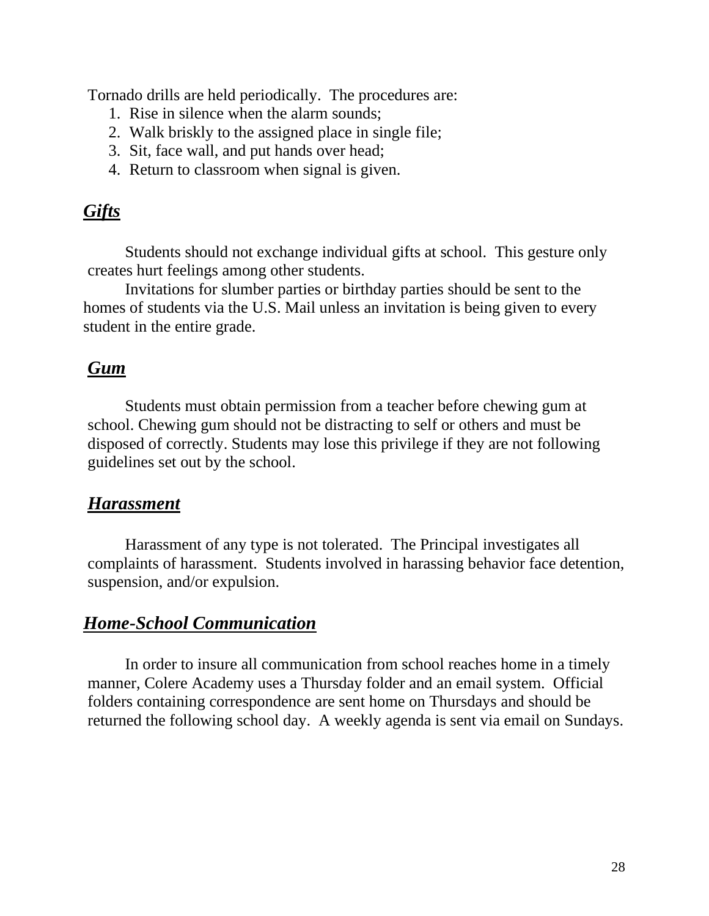Tornado drills are held periodically. The procedures are:

1. Rise in silence when the alarm sounds;
2. Walk briskly to the assigned place in single file;
3. Sit, face wall, and put hands over head;
4. Return to classroom when signal is given.

## ***Gifts***

Students should not exchange individual gifts at school. This gesture only creates hurt feelings among other students.

Invitations for slumber parties or birthday parties should be sent to the homes of students via the U.S. Mail unless an invitation is being given to every student in the entire grade.

## ***Gum***

Students must obtain permission from a teacher before chewing gum at school. Chewing gum should not be distracting to self or others and must be disposed of correctly. Students may lose this privilege if they are not following guidelines set out by the school.

## ***Harassment***

Harassment of any type is not tolerated. The Principal investigates all complaints of harassment. Students involved in harassing behavior face detention, suspension, and/or expulsion.

## ***Home-School Communication***

In order to insure all communication from school reaches home in a timely manner, Colere Academy uses a Thursday folder and an email system. Official folders containing correspondence are sent home on Thursdays and should be returned the following school day. A weekly agenda is sent via email on Sundays.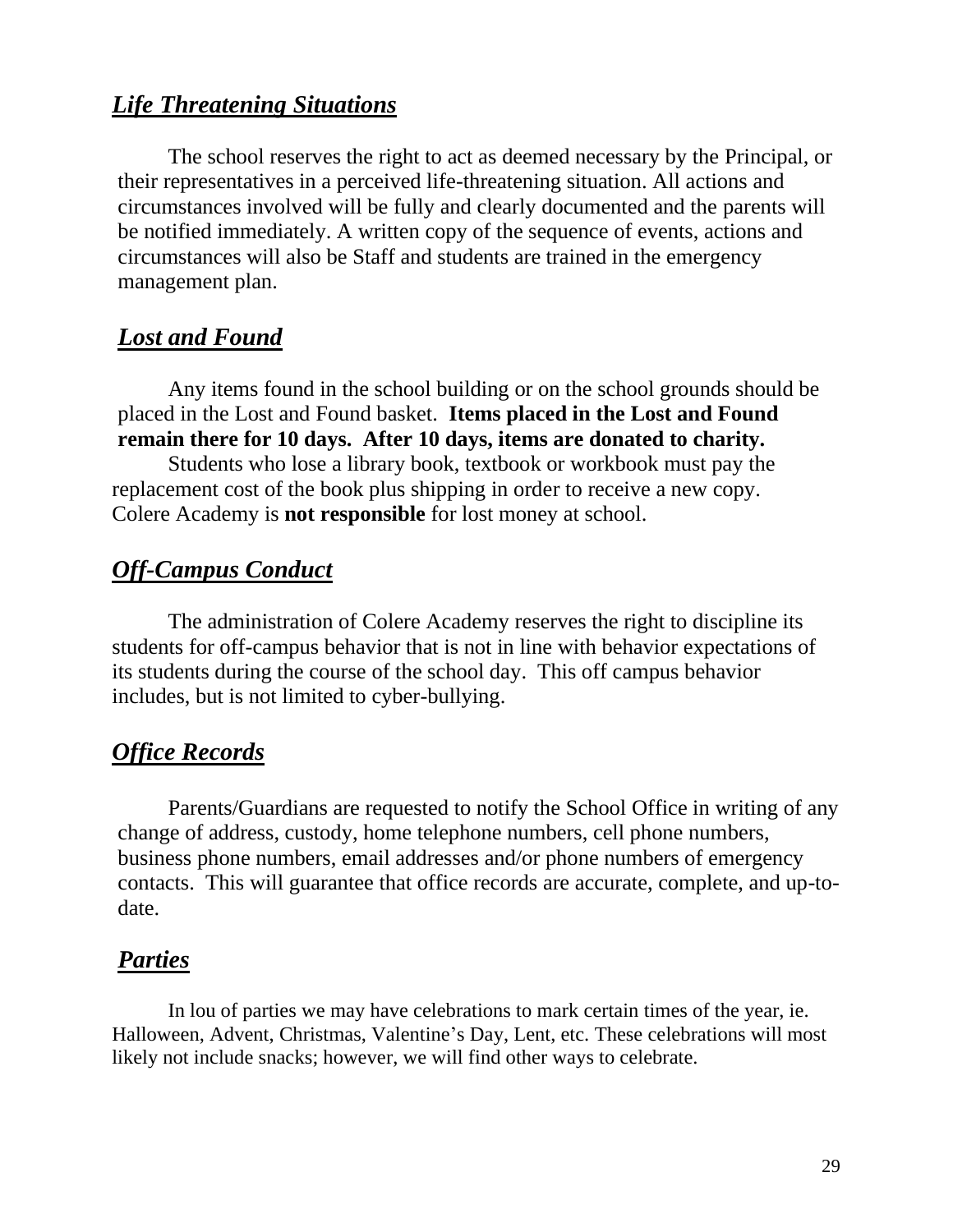## ***Life Threatening Situations***

The school reserves the right to act as deemed necessary by the Principal, or their representatives in a perceived life-threatening situation. All actions and circumstances involved will be fully and clearly documented and the parents will be notified immediately. A written copy of the sequence of events, actions and circumstances will also be Staff and students are trained in the emergency management plan.

## ***Lost and Found***

Any items found in the school building or on the school grounds should be placed in the Lost and Found basket. **Items placed in the Lost and Found remain there for 10 days. After 10 days, items are donated to charity.**

Students who lose a library book, textbook or workbook must pay the replacement cost of the book plus shipping in order to receive a new copy. Colere Academy is **not responsible** for lost money at school.

## ***Off-Campus Conduct***

The administration of Colere Academy reserves the right to discipline its students for off-campus behavior that is not in line with behavior expectations of its students during the course of the school day. This off campus behavior includes, but is not limited to cyber-bullying.

## ***Office Records***

Parents/Guardians are requested to notify the School Office in writing of any change of address, custody, home telephone numbers, cell phone numbers, business phone numbers, email addresses and/or phone numbers of emergency contacts. This will guarantee that office records are accurate, complete, and up-to-date.

## ***Parties***

In lou of parties we may have celebrations to mark certain times of the year, ie. Halloween, Advent, Christmas, Valentine's Day, Lent, etc. These celebrations will most likely not include snacks; however, we will find other ways to celebrate.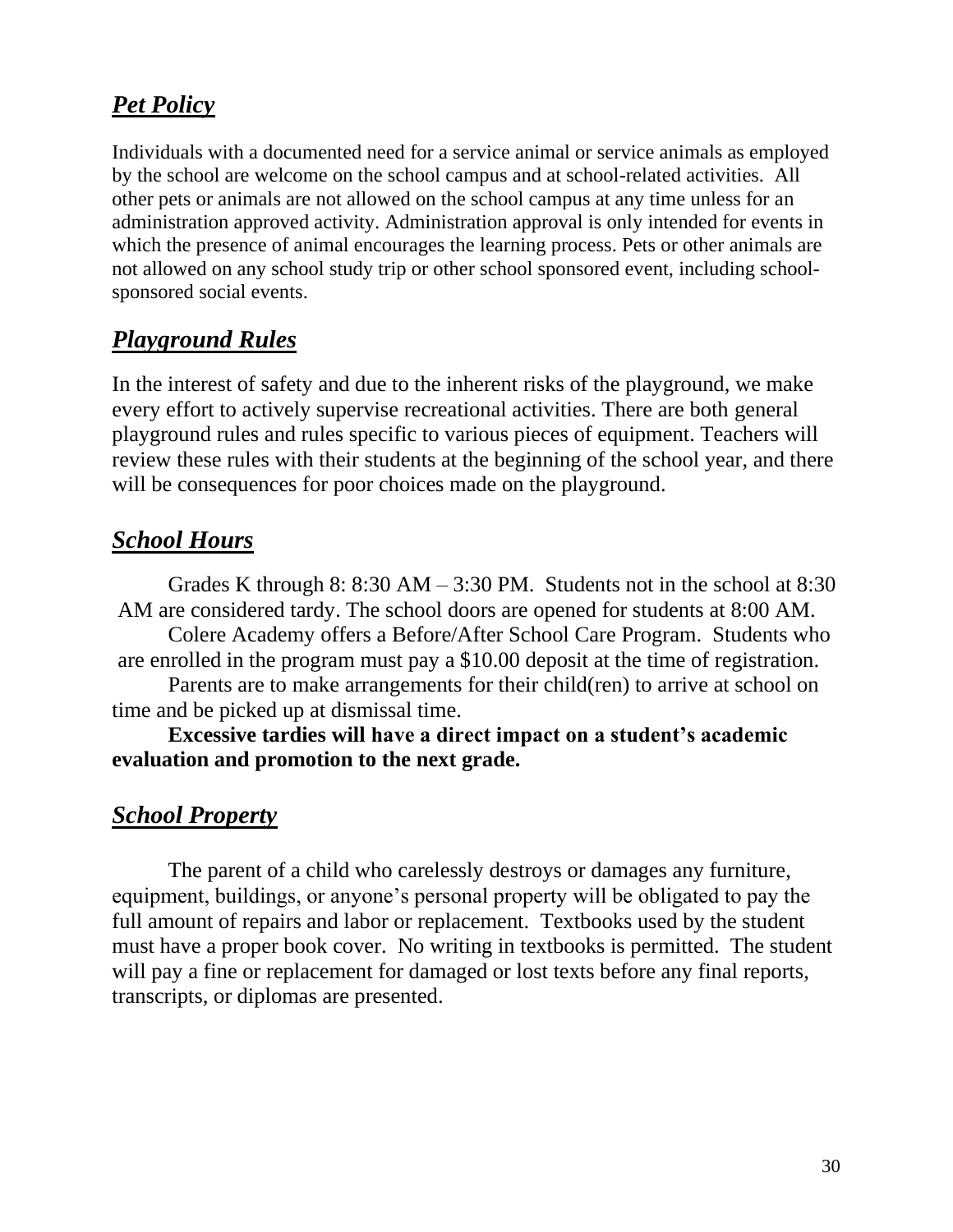## ***Pet Policy***

Individuals with a documented need for a service animal or service animals as employed by the school are welcome on the school campus and at school-related activities. All other pets or animals are not allowed on the school campus at any time unless for an administration approved activity. Administration approval is only intended for events in which the presence of animal encourages the learning process. Pets or other animals are not allowed on any school study trip or other school sponsored event, including school-sponsored social events.

## ***Playground Rules***

In the interest of safety and due to the inherent risks of the playground, we make every effort to actively supervise recreational activities. There are both general playground rules and rules specific to various pieces of equipment. Teachers will review these rules with their students at the beginning of the school year, and there will be consequences for poor choices made on the playground.

## ***School Hours***

Grades K through 8: 8:30 AM – 3:30 PM. Students not in the school at 8:30 AM are considered tardy. The school doors are opened for students at 8:00 AM.

Colere Academy offers a Before/After School Care Program. Students who are enrolled in the program must pay a $10.00 deposit at the time of registration.

Parents are to make arrangements for their child(ren) to arrive at school on time and be picked up at dismissal time.

**Excessive tardies will have a direct impact on a student's academic evaluation and promotion to the next grade.**

## ***School Property***

The parent of a child who carelessly destroys or damages any furniture, equipment, buildings, or anyone's personal property will be obligated to pay the full amount of repairs and labor or replacement. Textbooks used by the student must have a proper book cover. No writing in textbooks is permitted. The student will pay a fine or replacement for damaged or lost texts before any final reports, transcripts, or diplomas are presented.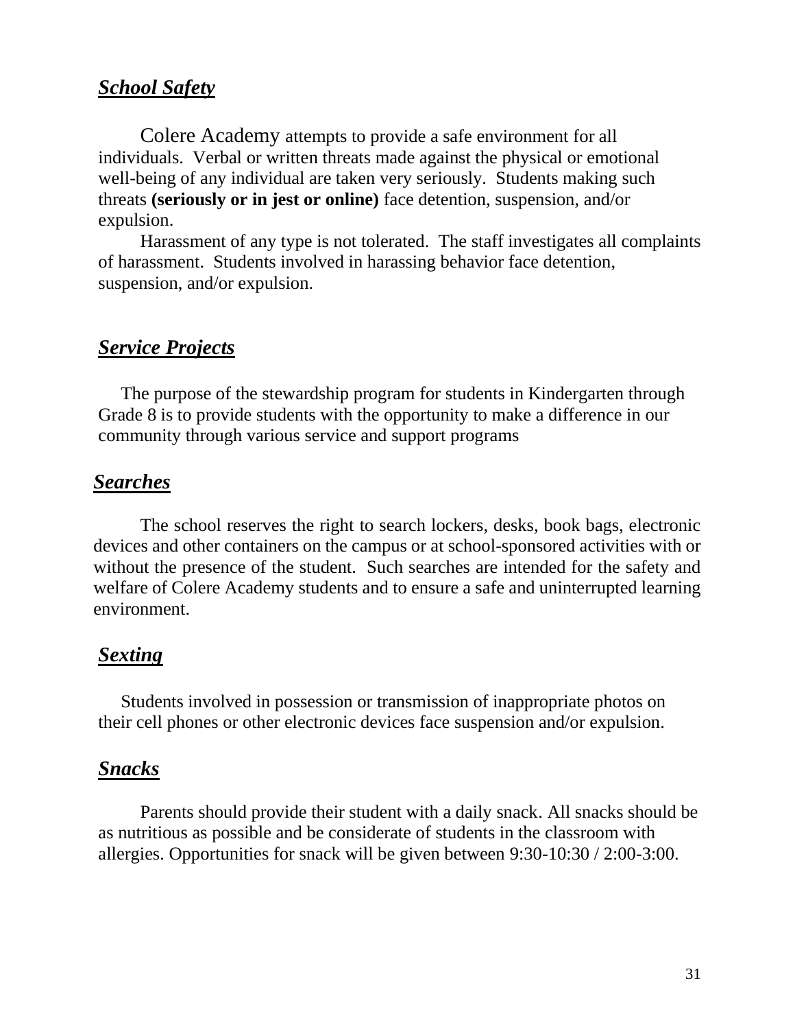## ***School Safety***

Colere Academy attempts to provide a safe environment for all individuals. Verbal or written threats made against the physical or emotional well-being of any individual are taken very seriously. Students making such threats **(seriously or in jest or online)** face detention, suspension, and/or expulsion.

Harassment of any type is not tolerated. The staff investigates all complaints of harassment. Students involved in harassing behavior face detention, suspension, and/or expulsion.

## ***Service Projects***

The purpose of the stewardship program for students in Kindergarten through Grade 8 is to provide students with the opportunity to make a difference in our community through various service and support programs

## ***Searches***

The school reserves the right to search lockers, desks, book bags, electronic devices and other containers on the campus or at school-sponsored activities with or without the presence of the student. Such searches are intended for the safety and welfare of Colere Academy students and to ensure a safe and uninterrupted learning environment.

## ***Sexting***

Students involved in possession or transmission of inappropriate photos on their cell phones or other electronic devices face suspension and/or expulsion.

## ***Snacks***

Parents should provide their student with a daily snack. All snacks should be as nutritious as possible and be considerate of students in the classroom with allergies. Opportunities for snack will be given between 9:30-10:30 / 2:00-3:00.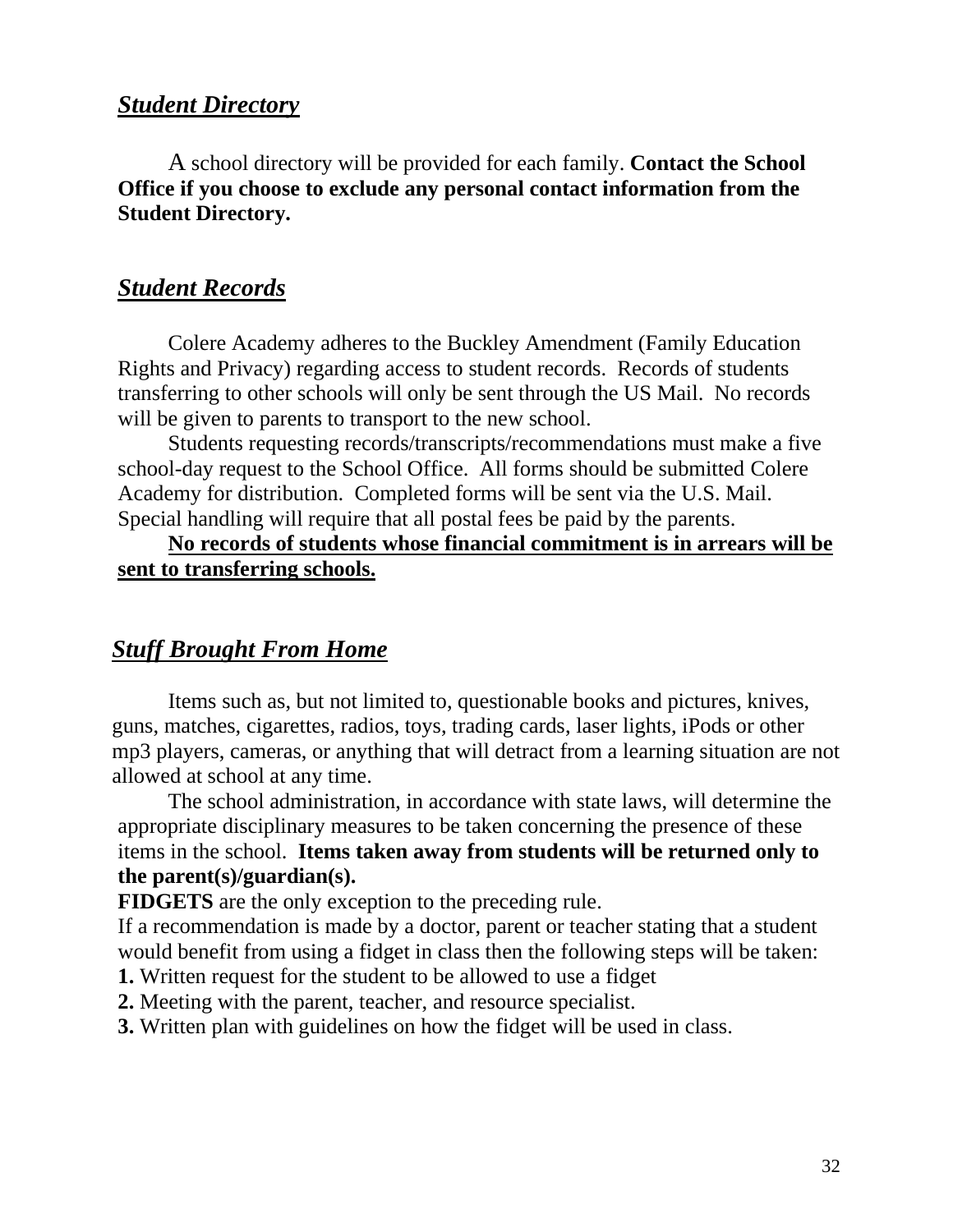## ***Student Directory***

A school directory will be provided for each family. **Contact the School Office if you choose to exclude any personal contact information from the Student Directory.**

## ***Student Records***

Colere Academy adheres to the Buckley Amendment (Family Education Rights and Privacy) regarding access to student records. Records of students transferring to other schools will only be sent through the US Mail. No records will be given to parents to transport to the new school.

Students requesting records/transcripts/recommendations must make a five school-day request to the School Office. All forms should be submitted Colere Academy for distribution. Completed forms will be sent via the U.S. Mail. Special handling will require that all postal fees be paid by the parents.

**No records of students whose financial commitment is in arrears will be sent to transferring schools.**

## ***Stuff Brought From Home***

Items such as, but not limited to, questionable books and pictures, knives, guns, matches, cigarettes, radios, toys, trading cards, laser lights, iPods or other mp3 players, cameras, or anything that will detract from a learning situation are not allowed at school at any time.

The school administration, in accordance with state laws, will determine the appropriate disciplinary measures to be taken concerning the presence of these items in the school. **Items taken away from students will be returned only to the parent(s)/guardian(s).**

**FIDGETS** are the only exception to the preceding rule.

If a recommendation is made by a doctor, parent or teacher stating that a student would benefit from using a fidget in class then the following steps will be taken:

**1.** Written request for the student to be allowed to use a fidget

**2.** Meeting with the parent, teacher, and resource specialist.

**3.** Written plan with guidelines on how the fidget will be used in class.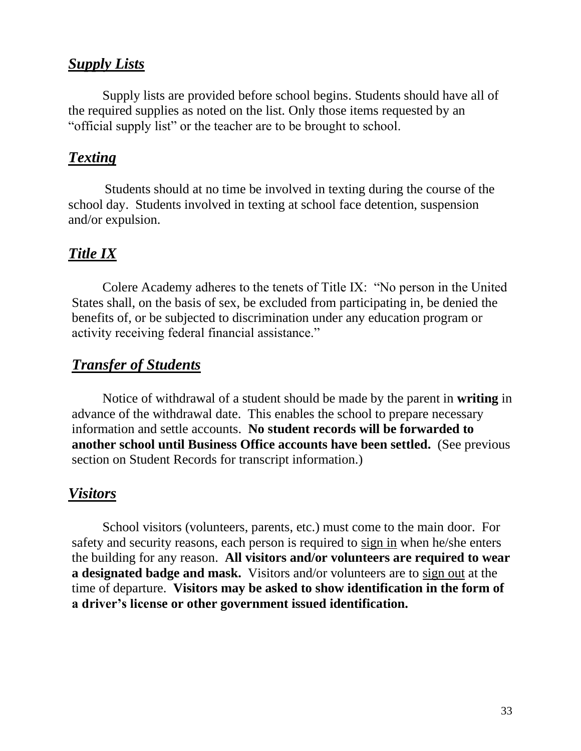## ***Supply Lists***

Supply lists are provided before school begins. Students should have all of the required supplies as noted on the list. Only those items requested by an "official supply list" or the teacher are to be brought to school.

## ***Texting***

Students should at no time be involved in texting during the course of the school day. Students involved in texting at school face detention, suspension and/or expulsion.

## ***Title IX***

Colere Academy adheres to the tenets of Title IX: "No person in the United States shall, on the basis of sex, be excluded from participating in, be denied the benefits of, or be subjected to discrimination under any education program or activity receiving federal financial assistance."

## ***Transfer of Students***

Notice of withdrawal of a student should be made by the parent in **writing** in advance of the withdrawal date. This enables the school to prepare necessary information and settle accounts. **No student records will be forwarded to another school until Business Office accounts have been settled.** (See previous section on Student Records for transcript information.)

## ***Visitors***

School visitors (volunteers, parents, etc.) must come to the main door. For safety and security reasons, each person is required to <u>sign in</u> when he/she enters the building for any reason. **All visitors and/or volunteers are required to wear a designated badge and mask.** Visitors and/or volunteers are to <u>sign out</u> at the time of departure. **Visitors may be asked to show identification in the form of a driver's license or other government issued identification.**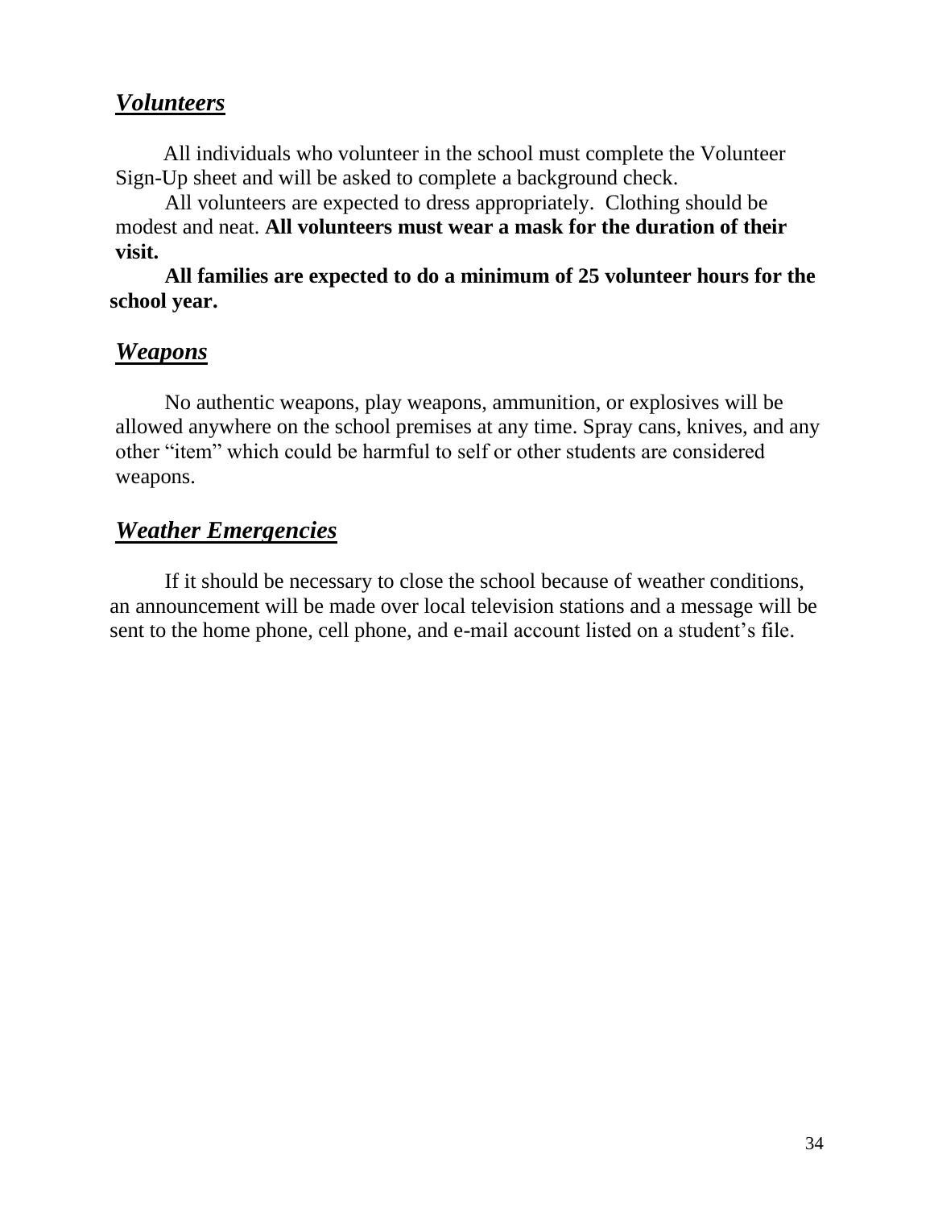## ***Volunteers***

All individuals who volunteer in the school must complete the Volunteer Sign-Up sheet and will be asked to complete a background check.

All volunteers are expected to dress appropriately. Clothing should be modest and neat. **All volunteers must wear a mask for the duration of their visit.**

**All families are expected to do a minimum of 25 volunteer hours for the school year.**

## ***Weapons***

No authentic weapons, play weapons, ammunition, or explosives will be allowed anywhere on the school premises at any time. Spray cans, knives, and any other "item" which could be harmful to self or other students are considered weapons.

## ***Weather Emergencies***

If it should be necessary to close the school because of weather conditions, an announcement will be made over local television stations and a message will be sent to the home phone, cell phone, and e-mail account listed on a student's file.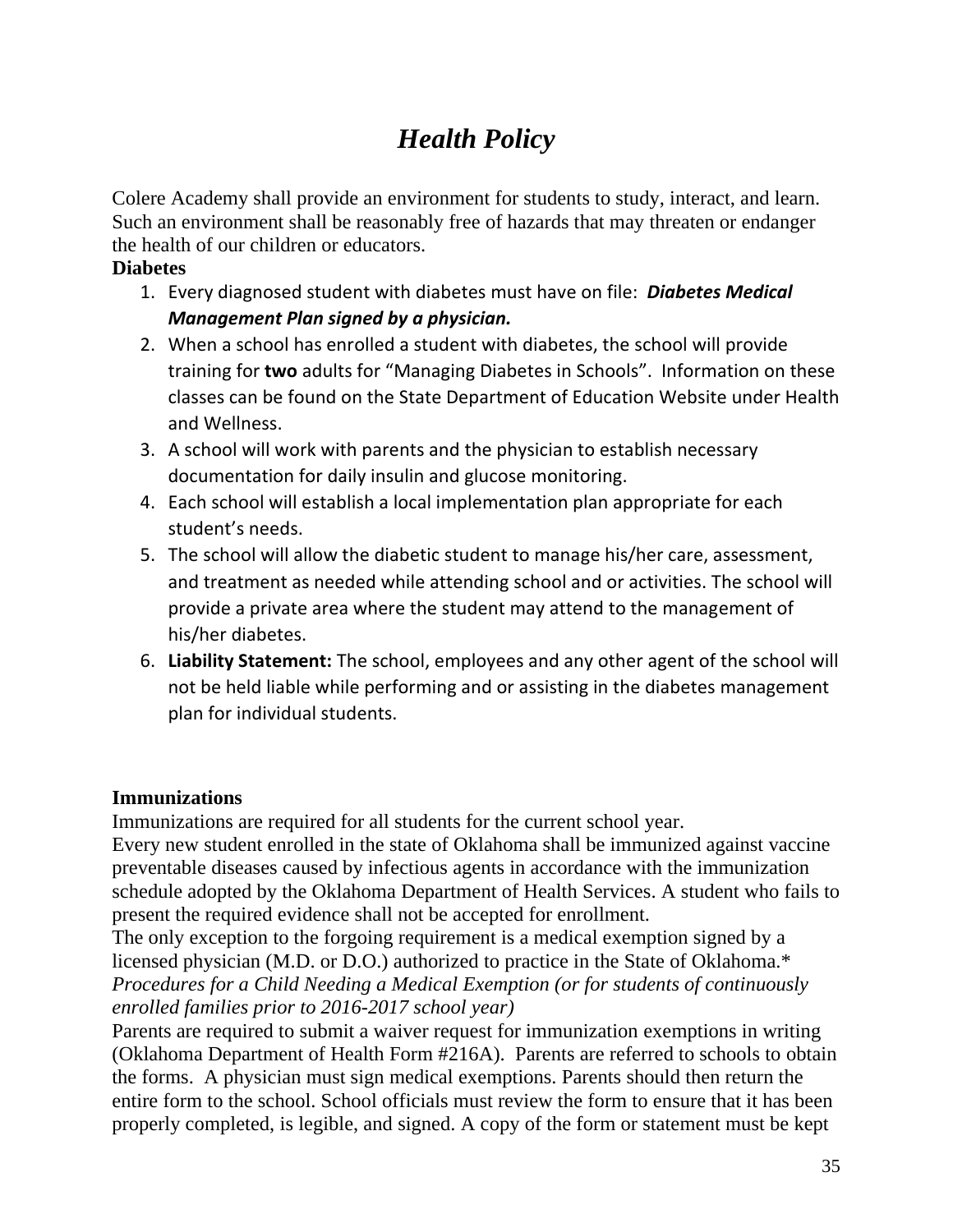# *Health Policy*

Colere Academy shall provide an environment for students to study, interact, and learn. Such an environment shall be reasonably free of hazards that may threaten or endanger the health of our children or educators.

**Diabetes**

1. Every diagnosed student with diabetes must have on file: ***Diabetes Medical Management Plan signed by a physician.***
2. When a school has enrolled a student with diabetes, the school will provide training for **two** adults for "Managing Diabetes in Schools". Information on these classes can be found on the State Department of Education Website under Health and Wellness.
3. A school will work with parents and the physician to establish necessary documentation for daily insulin and glucose monitoring.
4. Each school will establish a local implementation plan appropriate for each student's needs.
5. The school will allow the diabetic student to manage his/her care, assessment, and treatment as needed while attending school and or activities. The school will provide a private area where the student may attend to the management of his/her diabetes.
6. **Liability Statement:** The school, employees and any other agent of the school will not be held liable while performing and or assisting in the diabetes management plan for individual students.

**Immunizations**

Immunizations are required for all students for the current school year.

Every new student enrolled in the state of Oklahoma shall be immunized against vaccine preventable diseases caused by infectious agents in accordance with the immunization schedule adopted by the Oklahoma Department of Health Services. A student who fails to present the required evidence shall not be accepted for enrollment.

The only exception to the forgoing requirement is a medical exemption signed by a licensed physician (M.D. or D.O.) authorized to practice in the State of Oklahoma.*

*Procedures for a Child Needing a Medical Exemption (or for students of continuously enrolled families prior to 2016-2017 school year)*

Parents are required to submit a waiver request for immunization exemptions in writing (Oklahoma Department of Health Form #216A). Parents are referred to schools to obtain the forms. A physician must sign medical exemptions. Parents should then return the entire form to the school. School officials must review the form to ensure that it has been properly completed, is legible, and signed. A copy of the form or statement must be kept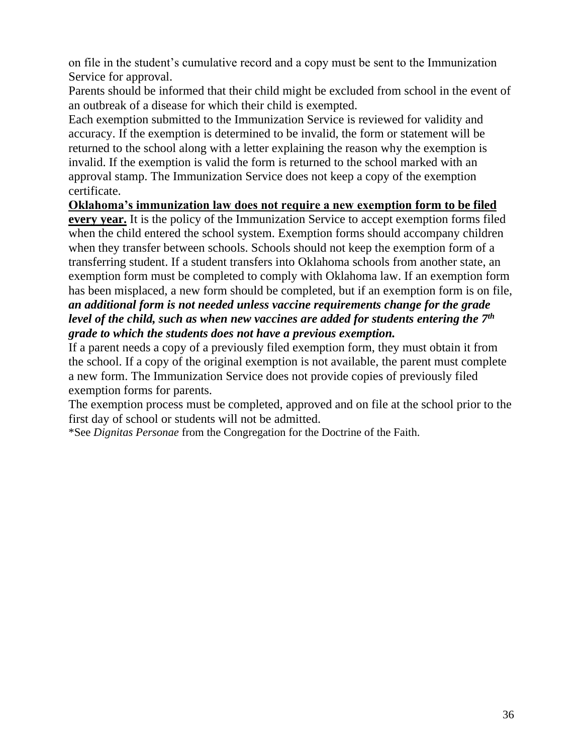on file in the student's cumulative record and a copy must be sent to the Immunization Service for approval.

Parents should be informed that their child might be excluded from school in the event of an outbreak of a disease for which their child is exempted.

Each exemption submitted to the Immunization Service is reviewed for validity and accuracy. If the exemption is determined to be invalid, the form or statement will be returned to the school along with a letter explaining the reason why the exemption is invalid. If the exemption is valid the form is returned to the school marked with an approval stamp. The Immunization Service does not keep a copy of the exemption certificate.

**Oklahoma's immunization law does not require a new exemption form to be filed every year.** It is the policy of the Immunization Service to accept exemption forms filed when the child entered the school system. Exemption forms should accompany children when they transfer between schools. Schools should not keep the exemption form of a transferring student. If a student transfers into Oklahoma schools from another state, an exemption form must be completed to comply with Oklahoma law. If an exemption form has been misplaced, a new form should be completed, but if an exemption form is on file, ***an additional form is not needed unless vaccine requirements change for the grade level of the child, such as when new vaccines are added for students entering the 7th grade to which the students does not have a previous exemption.***

If a parent needs a copy of a previously filed exemption form, they must obtain it from the school. If a copy of the original exemption is not available, the parent must complete a new form. The Immunization Service does not provide copies of previously filed exemption forms for parents.

The exemption process must be completed, approved and on file at the school prior to the first day of school or students will not be admitted.

*See *Dignitas Personae* from the Congregation for the Doctrine of the Faith.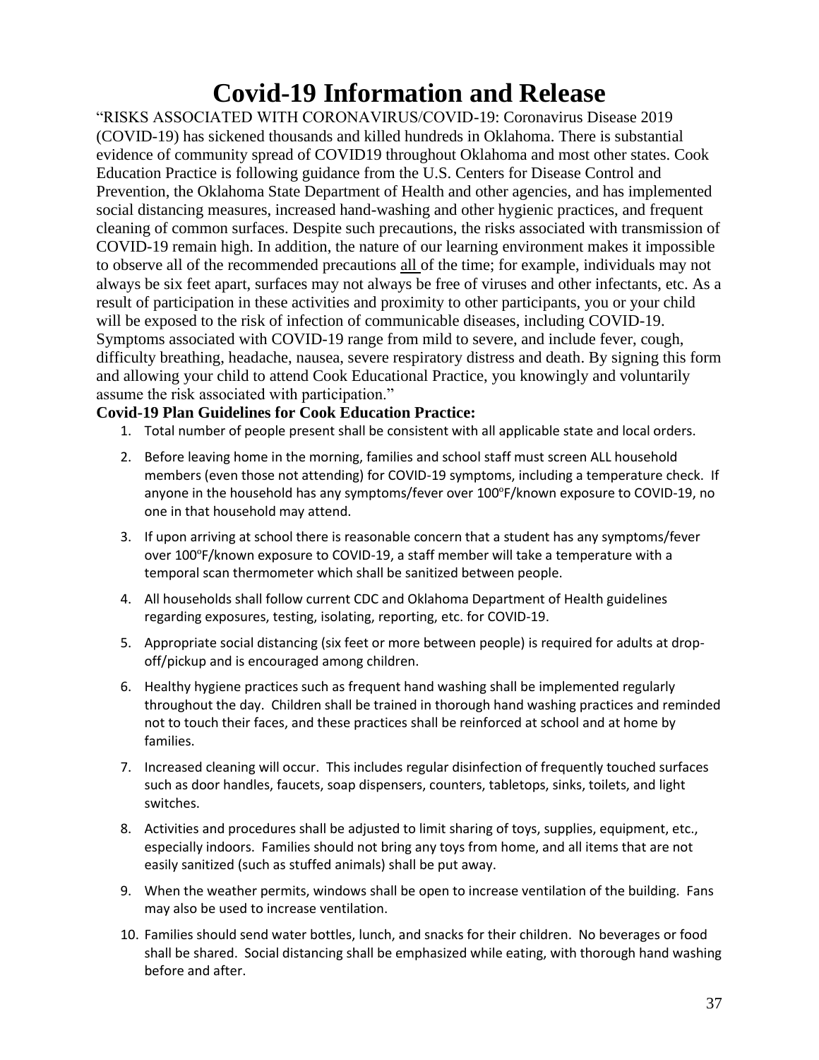# Covid-19 Information and Release

"RISKS ASSOCIATED WITH CORONAVIRUS/COVID-19: Coronavirus Disease 2019 (COVID-19) has sickened thousands and killed hundreds in Oklahoma. There is substantial evidence of community spread of COVID19 throughout Oklahoma and most other states. Cook Education Practice is following guidance from the U.S. Centers for Disease Control and Prevention, the Oklahoma State Department of Health and other agencies, and has implemented social distancing measures, increased hand-washing and other hygienic practices, and frequent cleaning of common surfaces. Despite such precautions, the risks associated with transmission of COVID-19 remain high. In addition, the nature of our learning environment makes it impossible to observe all of the recommended precautions <u>all</u> of the time; for example, individuals may not always be six feet apart, surfaces may not always be free of viruses and other infectants, etc. As a result of participation in these activities and proximity to other participants, you or your child will be exposed to the risk of infection of communicable diseases, including COVID-19. Symptoms associated with COVID-19 range from mild to severe, and include fever, cough, difficulty breathing, headache, nausea, severe respiratory distress and death. By signing this form and allowing your child to attend Cook Educational Practice, you knowingly and voluntarily assume the risk associated with participation."

**Covid-19 Plan Guidelines for Cook Education Practice:**

1. Total number of people present shall be consistent with all applicable state and local orders.
2. Before leaving home in the morning, families and school staff must screen ALL household members (even those not attending) for COVID-19 symptoms, including a temperature check. If anyone in the household has any symptoms/fever over 100°F/known exposure to COVID-19, no one in that household may attend.
3. If upon arriving at school there is reasonable concern that a student has any symptoms/fever over 100°F/known exposure to COVID-19, a staff member will take a temperature with a temporal scan thermometer which shall be sanitized between people.
4. All households shall follow current CDC and Oklahoma Department of Health guidelines regarding exposures, testing, isolating, reporting, etc. for COVID-19.
5. Appropriate social distancing (six feet or more between people) is required for adults at drop-off/pickup and is encouraged among children.
6. Healthy hygiene practices such as frequent hand washing shall be implemented regularly throughout the day. Children shall be trained in thorough hand washing practices and reminded not to touch their faces, and these practices shall be reinforced at school and at home by families.
7. Increased cleaning will occur. This includes regular disinfection of frequently touched surfaces such as door handles, faucets, soap dispensers, counters, tabletops, sinks, toilets, and light switches.
8. Activities and procedures shall be adjusted to limit sharing of toys, supplies, equipment, etc., especially indoors. Families should not bring any toys from home, and all items that are not easily sanitized (such as stuffed animals) shall be put away.
9. When the weather permits, windows shall be open to increase ventilation of the building. Fans may also be used to increase ventilation.
10. Families should send water bottles, lunch, and snacks for their children. No beverages or food shall be shared. Social distancing shall be emphasized while eating, with thorough hand washing before and after.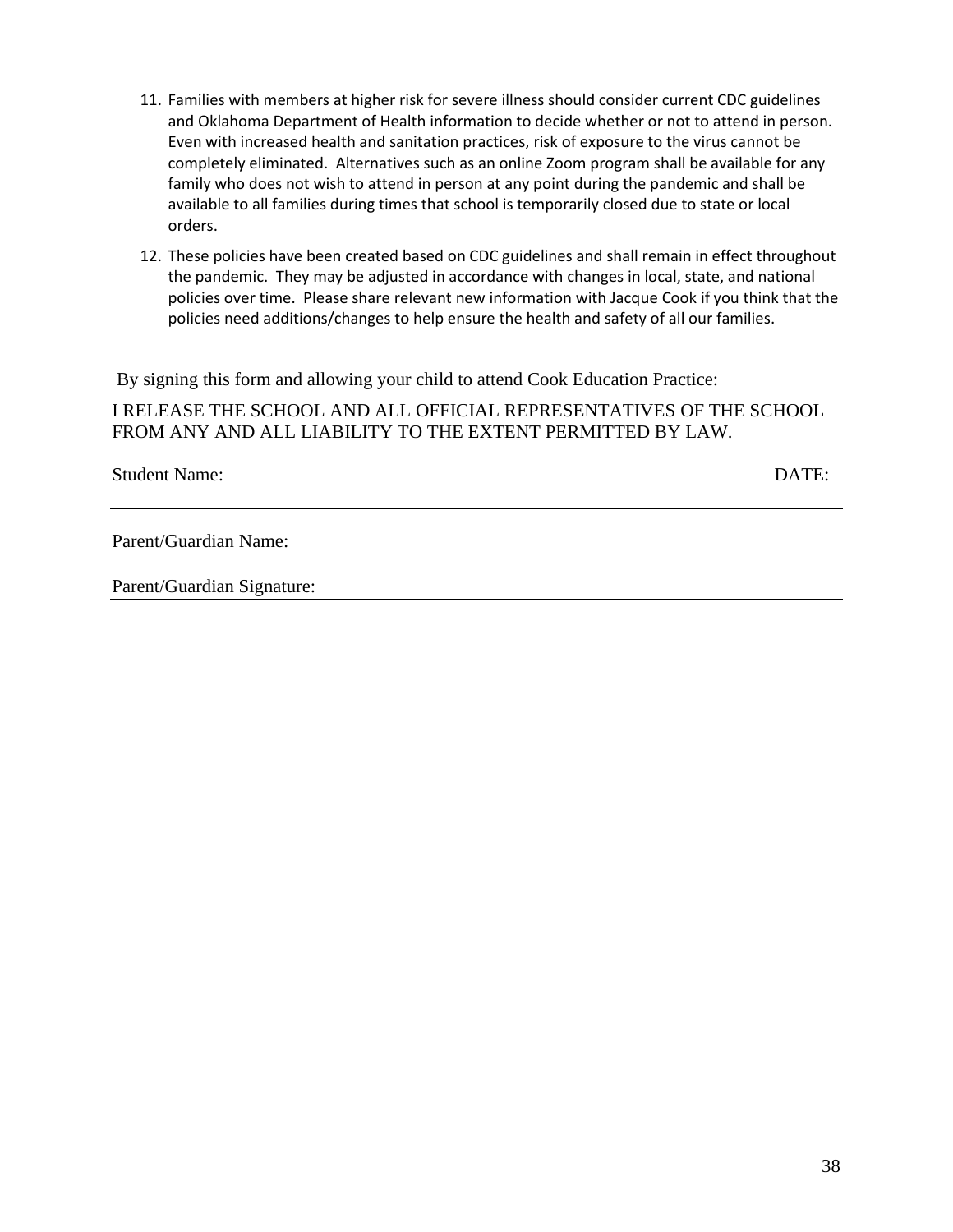11. Families with members at higher risk for severe illness should consider current CDC guidelines and Oklahoma Department of Health information to decide whether or not to attend in person. Even with increased health and sanitation practices, risk of exposure to the virus cannot be completely eliminated. Alternatives such as an online Zoom program shall be available for any family who does not wish to attend in person at any point during the pandemic and shall be available to all families during times that school is temporarily closed due to state or local orders.
12. These policies have been created based on CDC guidelines and shall remain in effect throughout the pandemic. They may be adjusted in accordance with changes in local, state, and national policies over time. Please share relevant new information with Jacque Cook if you think that the policies need additions/changes to help ensure the health and safety of all our families.

By signing this form and allowing your child to attend Cook Education Practice:

I RELEASE THE SCHOOL AND ALL OFFICIAL REPRESENTATIVES OF THE SCHOOL FROM ANY AND ALL LIABILITY TO THE EXTENT PERMITTED BY LAW.

Student Name: ______________________________ DATE: ____________

Parent/Guardian Name: ______________________________

Parent/Guardian Signature: ______________________________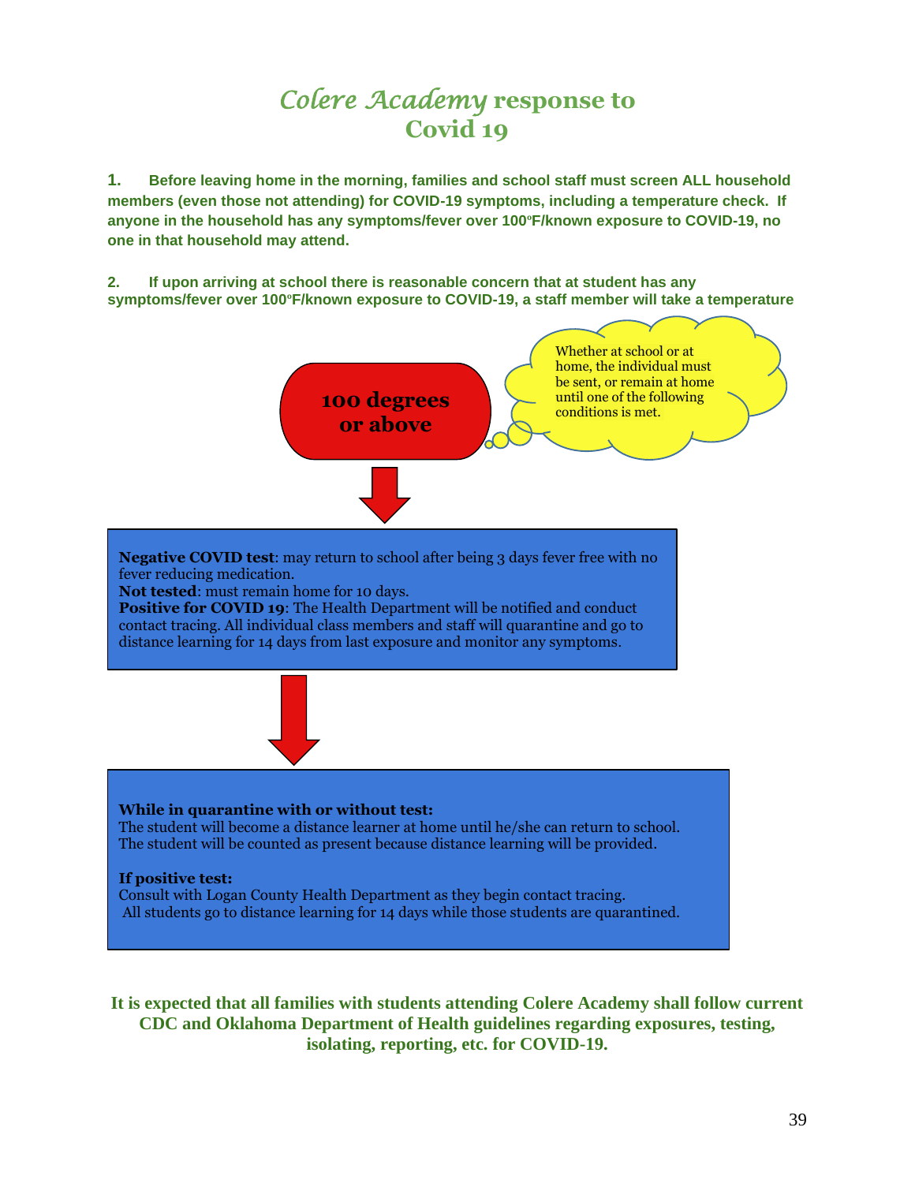# *Colere Academy* response to Covid 19

**1. Before leaving home in the morning, families and school staff must screen ALL household members (even those not attending) for COVID-19 symptoms, including a temperature check. If anyone in the household has any symptoms/fever over 100ºF/known exposure to COVID-19, no one in that household may attend.**

**2. If upon arriving at school there is reasonable concern that at student has any symptoms/fever over 100ºF/known exposure to COVID-19, a staff member will take a temperature**

**100 degrees or above**

Whether at school or at home, the individual must be sent, or remain at home until one of the following conditions is met.

**Negative COVID test**: may return to school after being 3 days fever free with no fever reducing medication.
**Not tested**: must remain home for 10 days.
**Positive for COVID 19**: The Health Department will be notified and conduct contact tracing. All individual class members and staff will quarantine and go to distance learning for 14 days from last exposure and monitor any symptoms.

**While in quarantine with or without test:**
The student will become a distance learner at home until he/she can return to school. The student will be counted as present because distance learning will be provided.

**If positive test:**
Consult with Logan County Health Department as they begin contact tracing.
All students go to distance learning for 14 days while those students are quarantined.

**It is expected that all families with students attending Colere Academy shall follow current CDC and Oklahoma Department of Health guidelines regarding exposures, testing, isolating, reporting, etc. for COVID-19.**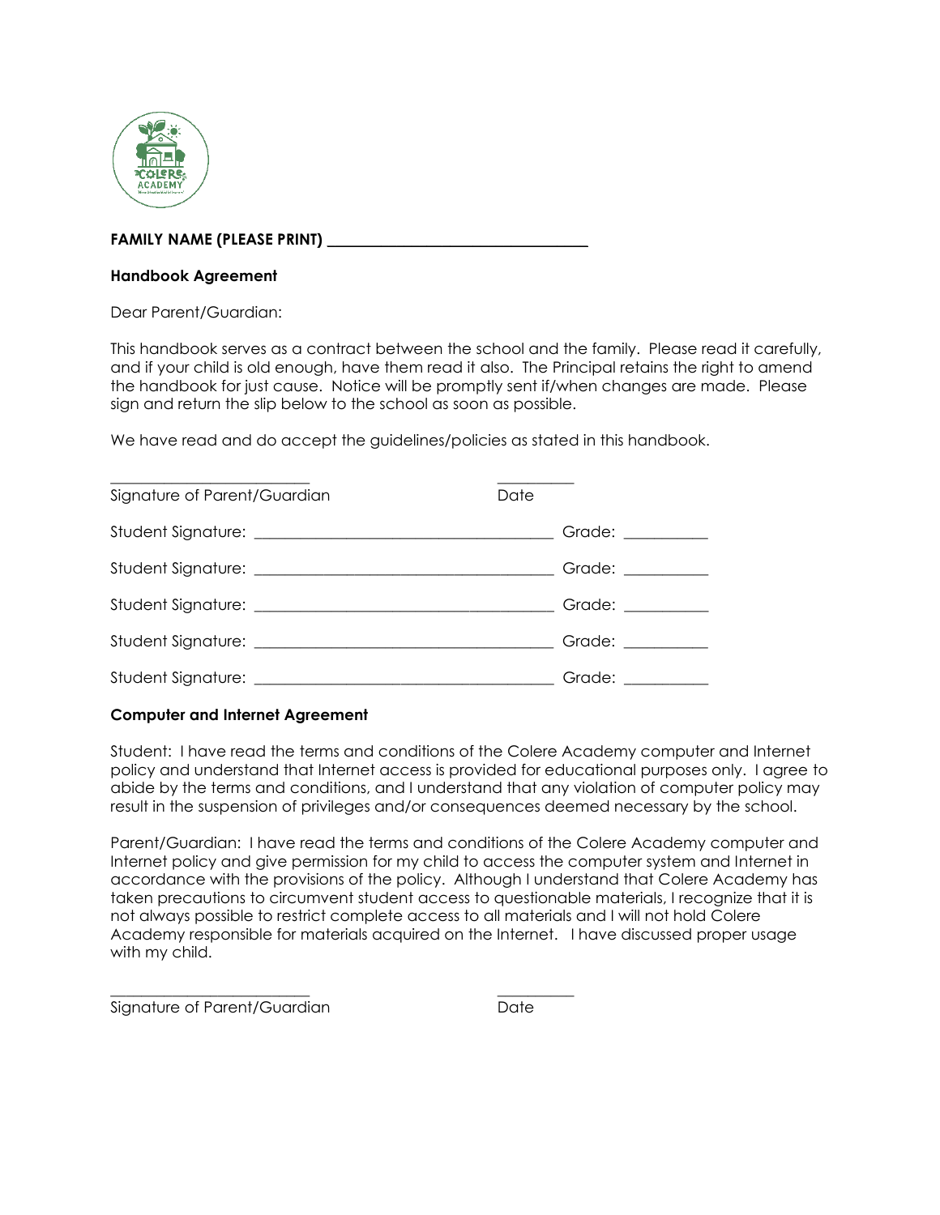**FAMILY NAME (PLEASE PRINT) ________________________________**

**Handbook Agreement**

Dear Parent/Guardian:

This handbook serves as a contract between the school and the family. Please read it carefully, and if your child is old enough, have them read it also. The Principal retains the right to amend the handbook for just cause. Notice will be promptly sent if/when changes are made. Please sign and return the slip below to the school as soon as possible.

We have read and do accept the guidelines/policies as stated in this handbook.

_________________________ __________
Signature of Parent/Guardian Date

Student Signature: _____________________________________ Grade: ___________

Student Signature: _____________________________________ Grade: ___________

Student Signature: _____________________________________ Grade: ___________

Student Signature: _____________________________________ Grade: ___________

Student Signature: _____________________________________ Grade: ___________

**Computer and Internet Agreement**

Student: I have read the terms and conditions of the Colere Academy computer and Internet policy and understand that Internet access is provided for educational purposes only. I agree to abide by the terms and conditions, and I understand that any violation of computer policy may result in the suspension of privileges and/or consequences deemed necessary by the school.

Parent/Guardian: I have read the terms and conditions of the Colere Academy computer and Internet policy and give permission for my child to access the computer system and Internet in accordance with the provisions of the policy. Although I understand that Colere Academy has taken precautions to circumvent student access to questionable materials, I recognize that it is not always possible to restrict complete access to all materials and I will not hold Colere Academy responsible for materials acquired on the Internet. I have discussed proper usage with my child.

_________________________ __________
Signature of Parent/Guardian Date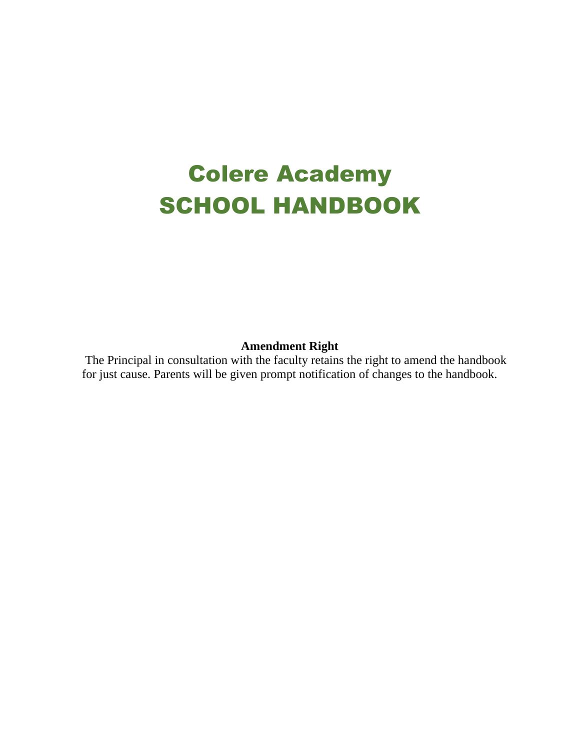# Colere Academy
# SCHOOL HANDBOOK

**Amendment Right**

The Principal in consultation with the faculty retains the right to amend the handbook for just cause. Parents will be given prompt notification of changes to the handbook.